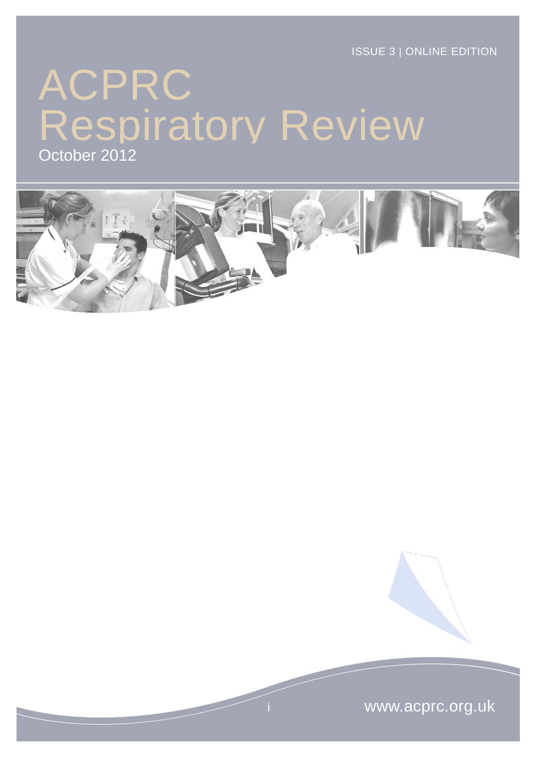ISSUE 3 | ONLINE EDITION

# ACPRC Respiratory Review

October 2012

www.acprc.org.uk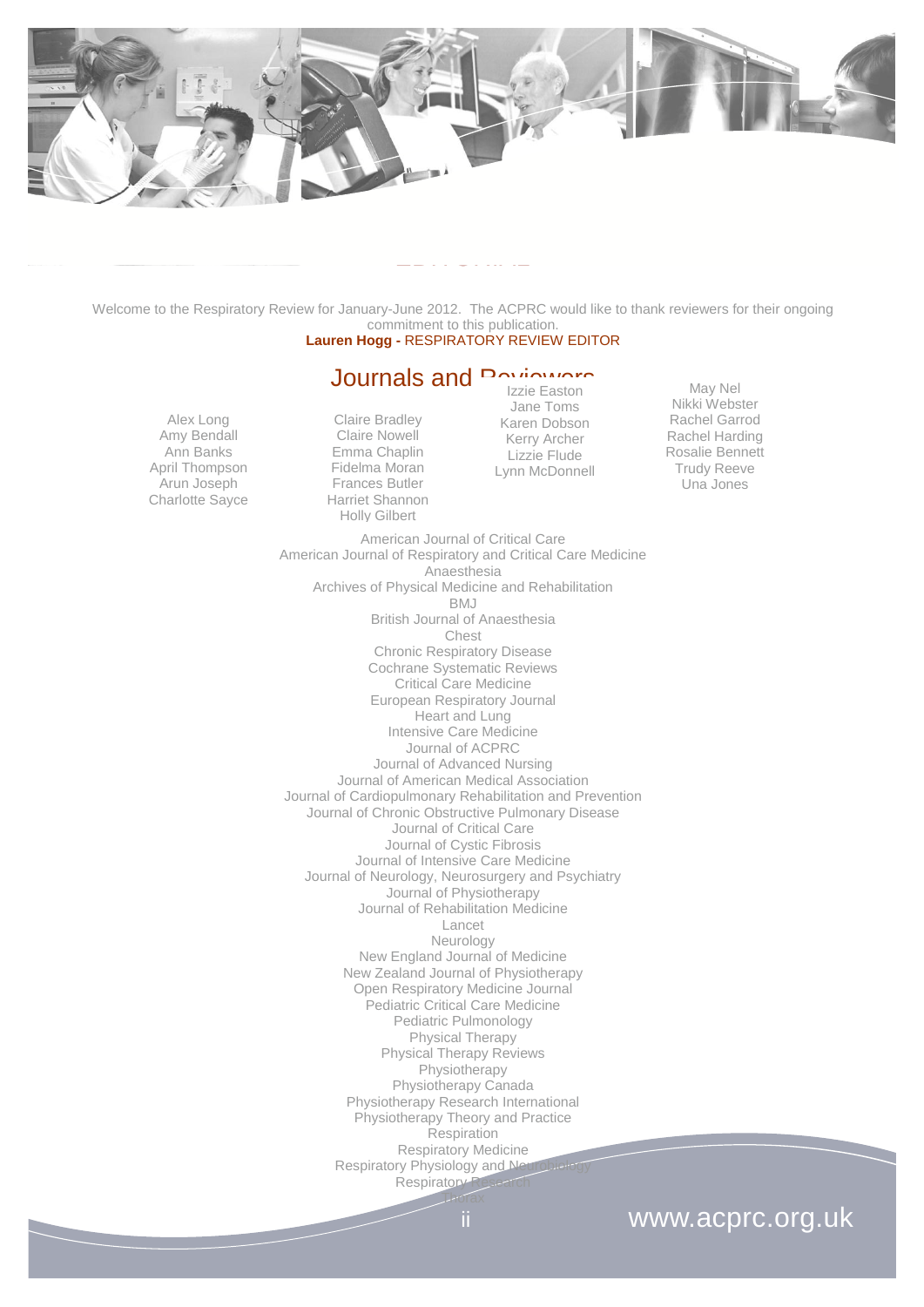# EDITORIAL

Welcome to the Respiratory Review for January-June 2012. The ACPRC would like to thank reviewers for their ongoing commitment to this publication.

**Lauren Hogg -** RESPIRATORY REVIEW EDITOR

## Journals and Reviewers

Alex Long
Amy Bendall
Ann Banks
April Thompson
Arun Joseph
Charlotte Sayce
Claire Bradley
Claire Nowell
Emma Chaplin
Fidelma Moran
Frances Butler
Harriet Shannon
Holly Gilbert
Izzie Easton
Jane Toms
Karen Dobson
Kerry Archer
Lizzie Flude
Lynn McDonnell
May Nel
Nikki Webster
Rachel Garrod
Rachel Harding
Rosalie Bennett
Trudy Reeve
Una Jones

American Journal of Critical Care
American Journal of Respiratory and Critical Care Medicine
Anaesthesia
Archives of Physical Medicine and Rehabilitation
BMJ
British Journal of Anaesthesia
Chest
Chronic Respiratory Disease
Cochrane Systematic Reviews
Critical Care Medicine
European Respiratory Journal
Heart and Lung
Intensive Care Medicine
Journal of ACPRC
Journal of Advanced Nursing
Journal of American Medical Association
Journal of Cardiopulmonary Rehabilitation and Prevention
Journal of Chronic Obstructive Pulmonary Disease
Journal of Critical Care
Journal of Cystic Fibrosis
Journal of Intensive Care Medicine
Journal of Neurology, Neurosurgery and Psychiatry
Journal of Physiotherapy
Journal of Rehabilitation Medicine
Lancet
Neurology
New England Journal of Medicine
New Zealand Journal of Physiotherapy
Open Respiratory Medicine Journal
Pediatric Critical Care Medicine
Pediatric Pulmonology
Physical Therapy
Physical Therapy Reviews
Physiotherapy
Physiotherapy Canada
Physiotherapy Research International
Physiotherapy Theory and Practice
Respiration
Respiratory Medicine
Respiratory Physiology and Neurobiology
Respiratory Research
Thorax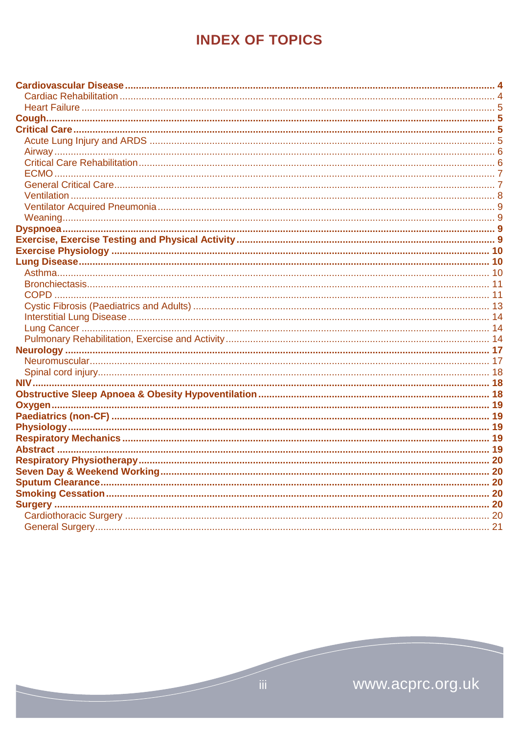# INDEX OF TOPICS

- **Cardiovascular Disease** ..... **4**
  - Cardiac Rehabilitation ..... 4
  - Heart Failure ..... 5
- **Cough** ..... **5**
- **Critical Care** ..... **5**
  - Acute Lung Injury and ARDS ..... 5
  - Airway ..... 6
  - Critical Care Rehabilitation ..... 6
  - ECMO ..... 7
  - General Critical Care ..... 7
  - Ventilation ..... 8
  - Ventilator Acquired Pneumonia ..... 9
  - Weaning ..... 9
- **Dyspnoea** ..... **9**
- **Exercise, Exercise Testing and Physical Activity** ..... **9**
- **Exercise Physiology** ..... **10**
- **Lung Disease** ..... **10**
  - Asthma ..... 10
  - Bronchiectasis ..... 11
  - COPD ..... 11
  - Cystic Fibrosis (Paediatrics and Adults) ..... 13
  - Interstitial Lung Disease ..... 14
  - Lung Cancer ..... 14
  - Pulmonary Rehabilitation, Exercise and Activity ..... 14
- **Neurology** ..... **17**
  - Neuromuscular ..... 17
  - Spinal cord injury ..... 18
- **NIV** ..... **18**
- **Obstructive Sleep Apnoea & Obesity Hypoventilation** ..... **18**
- **Oxygen** ..... **19**
- **Paediatrics (non-CF)** ..... **19**
- **Physiology** ..... **19**
- **Respiratory Mechanics** ..... **19**
- **Abstract** ..... **19**
- **Respiratory Physiotherapy** ..... **20**
- **Seven Day & Weekend Working** ..... **20**
- **Sputum Clearance** ..... **20**
- **Smoking Cessation** ..... **20**
- **Surgery** ..... **20**
  - Cardiothoracic Surgery ..... 20
  - General Surgery ..... 21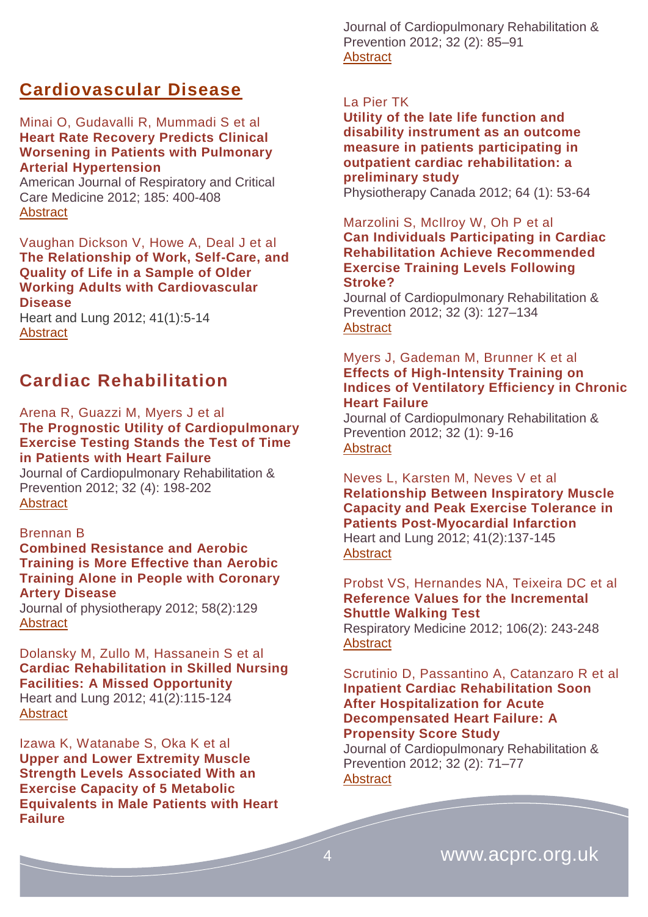## Cardiovascular Disease

Minai O, Gudavalli R, Mummadi S et al
**Heart Rate Recovery Predicts Clinical Worsening in Patients with Pulmonary Arterial Hypertension**
American Journal of Respiratory and Critical Care Medicine 2012; 185: 400-408
Abstract

Vaughan Dickson V, Howe A, Deal J et al
**The Relationship of Work, Self-Care, and Quality of Life in a Sample of Older Working Adults with Cardiovascular Disease**
Heart and Lung 2012; 41(1):5-14
Abstract

## Cardiac Rehabilitation

Arena R, Guazzi M, Myers J et al
**The Prognostic Utility of Cardiopulmonary Exercise Testing Stands the Test of Time in Patients with Heart Failure**
Journal of Cardiopulmonary Rehabilitation & Prevention 2012; 32 (4): 198-202
Abstract

Brennan B
**Combined Resistance and Aerobic Training is More Effective than Aerobic Training Alone in People with Coronary Artery Disease**
Journal of physiotherapy 2012; 58(2):129
Abstract

Dolansky M, Zullo M, Hassanein S et al
**Cardiac Rehabilitation in Skilled Nursing Facilities: A Missed Opportunity**
Heart and Lung 2012; 41(2):115-124
Abstract

Izawa K, Watanabe S, Oka K et al
**Upper and Lower Extremity Muscle Strength Levels Associated With an Exercise Capacity of 5 Metabolic Equivalents in Male Patients with Heart Failure**
Journal of Cardiopulmonary Rehabilitation & Prevention 2012; 32 (2): 85–91
Abstract

La Pier TK
**Utility of the late life function and disability instrument as an outcome measure in patients participating in outpatient cardiac rehabilitation: a preliminary study**
Physiotherapy Canada 2012; 64 (1): 53-64

Marzolini S, McIlroy W, Oh P et al
**Can Individuals Participating in Cardiac Rehabilitation Achieve Recommended Exercise Training Levels Following Stroke?**
Journal of Cardiopulmonary Rehabilitation & Prevention 2012; 32 (3): 127–134
Abstract

Myers J, Gademan M, Brunner K et al
**Effects of High-Intensity Training on Indices of Ventilatory Efficiency in Chronic Heart Failure**
Journal of Cardiopulmonary Rehabilitation & Prevention 2012; 32 (1): 9-16
Abstract

Neves L, Karsten M, Neves V et al
**Relationship Between Inspiratory Muscle Capacity and Peak Exercise Tolerance in Patients Post-Myocardial Infarction**
Heart and Lung 2012; 41(2):137-145
Abstract

Probst VS, Hernandes NA, Teixeira DC et al
**Reference Values for the Incremental Shuttle Walking Test**
Respiratory Medicine 2012; 106(2): 243-248
Abstract

Scrutinio D, Passantino A, Catanzaro R et al
**Inpatient Cardiac Rehabilitation Soon After Hospitalization for Acute Decompensated Heart Failure: A Propensity Score Study**
Journal of Cardiopulmonary Rehabilitation & Prevention 2012; 32 (2): 71–77
Abstract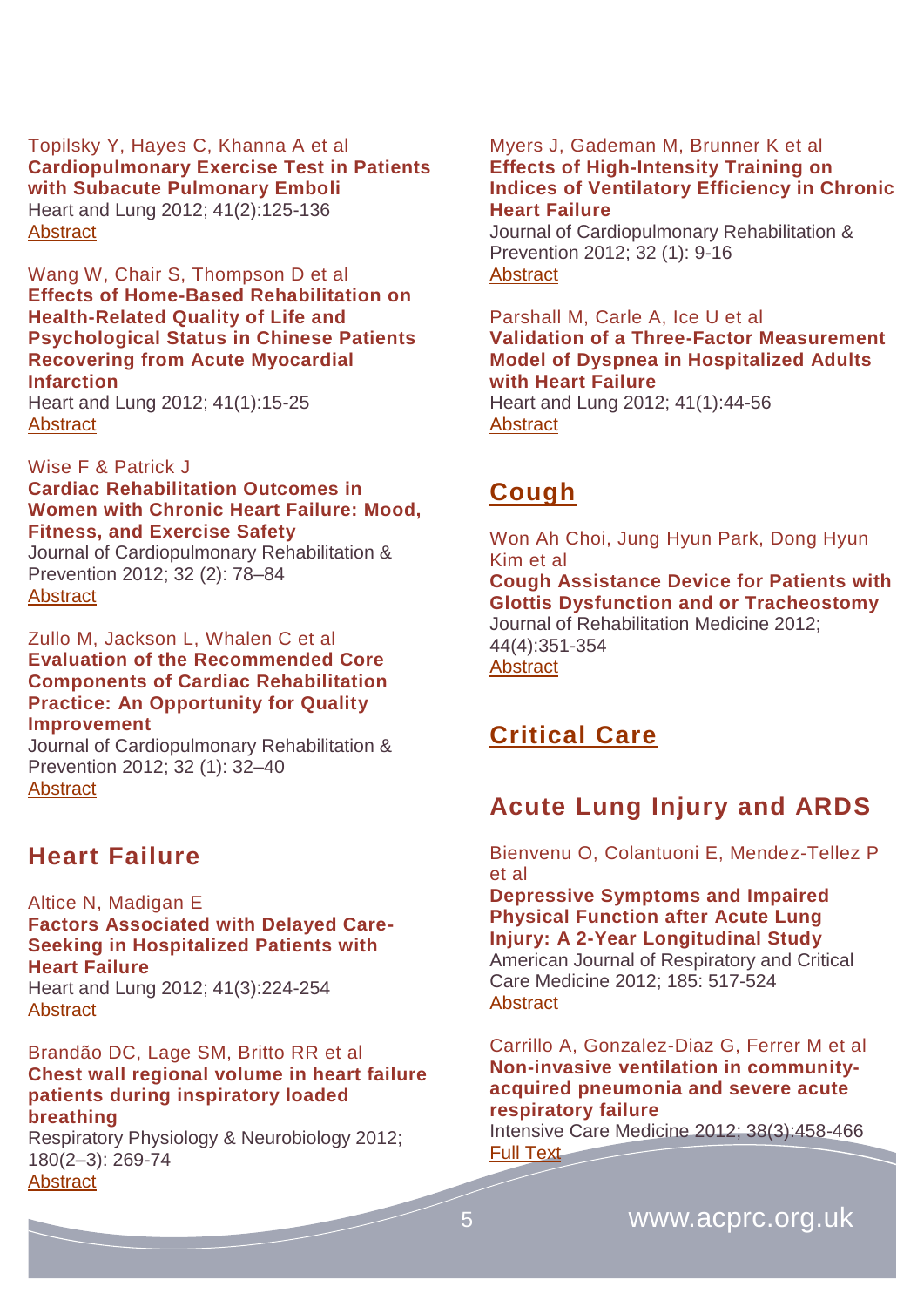Topilsky Y, Hayes C, Khanna A et al
**Cardiopulmonary Exercise Test in Patients with Subacute Pulmonary Emboli**
Heart and Lung 2012; 41(2):125-136
Abstract

Wang W, Chair S, Thompson D et al
**Effects of Home-Based Rehabilitation on Health-Related Quality of Life and Psychological Status in Chinese Patients Recovering from Acute Myocardial Infarction**
Heart and Lung 2012; 41(1):15-25
Abstract

Wise F & Patrick J
**Cardiac Rehabilitation Outcomes in Women with Chronic Heart Failure: Mood, Fitness, and Exercise Safety**
Journal of Cardiopulmonary Rehabilitation & Prevention 2012; 32 (2): 78–84
Abstract

Zullo M, Jackson L, Whalen C et al
**Evaluation of the Recommended Core Components of Cardiac Rehabilitation Practice: An Opportunity for Quality Improvement**
Journal of Cardiopulmonary Rehabilitation & Prevention 2012; 32 (1): 32–40
Abstract

## Heart Failure

Altice N, Madigan E
**Factors Associated with Delayed Care-Seeking in Hospitalized Patients with Heart Failure**
Heart and Lung 2012; 41(3):224-254
Abstract

Brandão DC, Lage SM, Britto RR et al
**Chest wall regional volume in heart failure patients during inspiratory loaded breathing**
Respiratory Physiology & Neurobiology 2012; 180(2–3): 269-74
Abstract

Myers J, Gademan M, Brunner K et al
**Effects of High-Intensity Training on Indices of Ventilatory Efficiency in Chronic Heart Failure**
Journal of Cardiopulmonary Rehabilitation & Prevention 2012; 32 (1): 9-16
Abstract

Parshall M, Carle A, Ice U et al
**Validation of a Three-Factor Measurement Model of Dyspnea in Hospitalized Adults with Heart Failure**
Heart and Lung 2012; 41(1):44-56
Abstract

## Cough

Won Ah Choi, Jung Hyun Park, Dong Hyun Kim et al
**Cough Assistance Device for Patients with Glottis Dysfunction and or Tracheostomy**
Journal of Rehabilitation Medicine 2012; 44(4):351-354
Abstract

## Critical Care

## Acute Lung Injury and ARDS

Bienvenu O, Colantuoni E, Mendez-Tellez P et al
**Depressive Symptoms and Impaired Physical Function after Acute Lung Injury: A 2-Year Longitudinal Study**
American Journal of Respiratory and Critical Care Medicine 2012; 185: 517-524
Abstract

Carrillo A, Gonzalez-Diaz G, Ferrer M et al
**Non-invasive ventilation in community-acquired pneumonia and severe acute respiratory failure**
Intensive Care Medicine 2012; 38(3):458-466
Full Text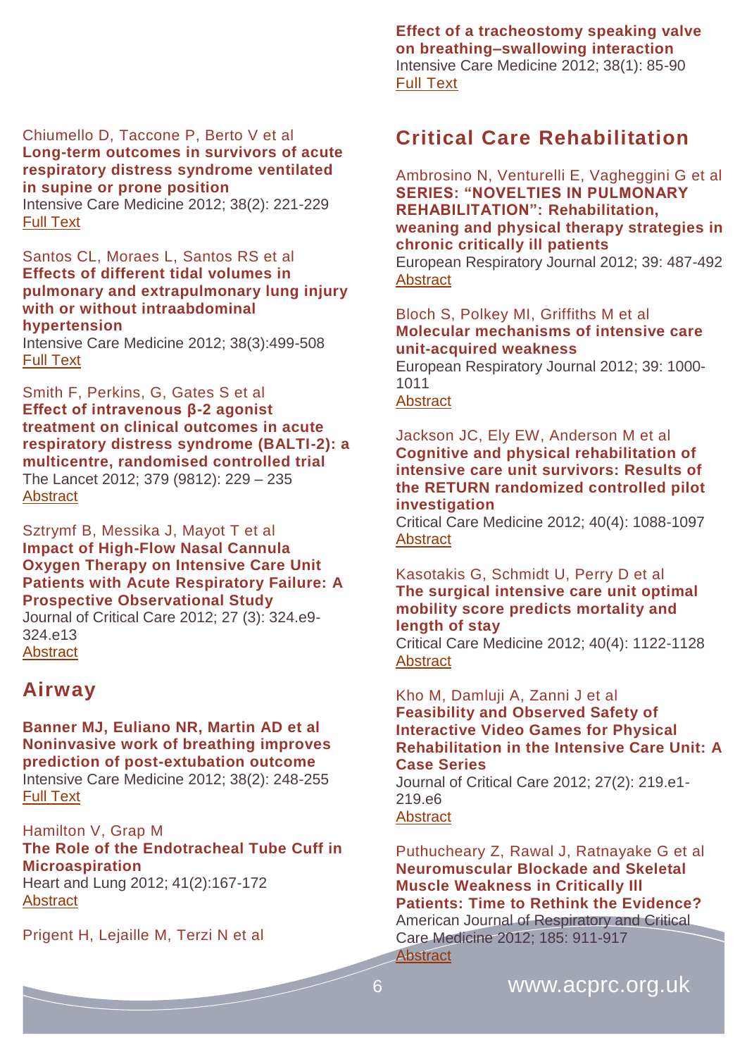Chiumello D, Taccone P, Berto V et al
**Long-term outcomes in survivors of acute respiratory distress syndrome ventilated in supine or prone position**
Intensive Care Medicine 2012; 38(2): 221-229
Full Text

Santos CL, Moraes L, Santos RS et al
**Effects of different tidal volumes in pulmonary and extrapulmonary lung injury with or without intraabdominal hypertension**
Intensive Care Medicine 2012; 38(3):499-508
Full Text

Smith F, Perkins, G, Gates S et al
**Effect of intravenous β-2 agonist treatment on clinical outcomes in acute respiratory distress syndrome (BALTI-2): a multicentre, randomised controlled trial**
The Lancet 2012; 379 (9812): 229 – 235
Abstract

Sztrymf B, Messika J, Mayot T et al
**Impact of High-Flow Nasal Cannula Oxygen Therapy on Intensive Care Unit Patients with Acute Respiratory Failure: A Prospective Observational Study**
Journal of Critical Care 2012; 27 (3): 324.e9-324.e13
Abstract

## Airway

**Banner MJ, Euliano NR, Martin AD et al**
**Noninvasive work of breathing improves prediction of post-extubation outcome**
Intensive Care Medicine 2012; 38(2): 248-255
Full Text

Hamilton V, Grap M
**The Role of the Endotracheal Tube Cuff in Microaspiration**
Heart and Lung 2012; 41(2):167-172
Abstract

Prigent H, Lejaille M, Terzi N et al
**Effect of a tracheostomy speaking valve on breathing–swallowing interaction**
Intensive Care Medicine 2012; 38(1): 85-90
Full Text

## Critical Care Rehabilitation

Ambrosino N, Venturelli E, Vagheggini G et al
**SERIES: "NOVELTIES IN PULMONARY REHABILITATION": Rehabilitation, weaning and physical therapy strategies in chronic critically ill patients**
European Respiratory Journal 2012; 39: 487-492
Abstract

Bloch S, Polkey MI, Griffiths M et al
**Molecular mechanisms of intensive care unit-acquired weakness**
European Respiratory Journal 2012; 39: 1000-1011
Abstract

Jackson JC, Ely EW, Anderson M et al
**Cognitive and physical rehabilitation of intensive care unit survivors: Results of the RETURN randomized controlled pilot investigation**
Critical Care Medicine 2012; 40(4): 1088-1097
Abstract

Kasotakis G, Schmidt U, Perry D et al
**The surgical intensive care unit optimal mobility score predicts mortality and length of stay**
Critical Care Medicine 2012; 40(4): 1122-1128
Abstract

Kho M, Damluji A, Zanni J et al
**Feasibility and Observed Safety of Interactive Video Games for Physical Rehabilitation in the Intensive Care Unit: A Case Series**
Journal of Critical Care 2012; 27(2): 219.e1-219.e6
Abstract

Puthucheary Z, Rawal J, Ratnayake G et al
**Neuromuscular Blockade and Skeletal Muscle Weakness in Critically Ill Patients: Time to Rethink the Evidence?**
American Journal of Respiratory and Critical Care Medicine 2012; 185: 911-917
Abstract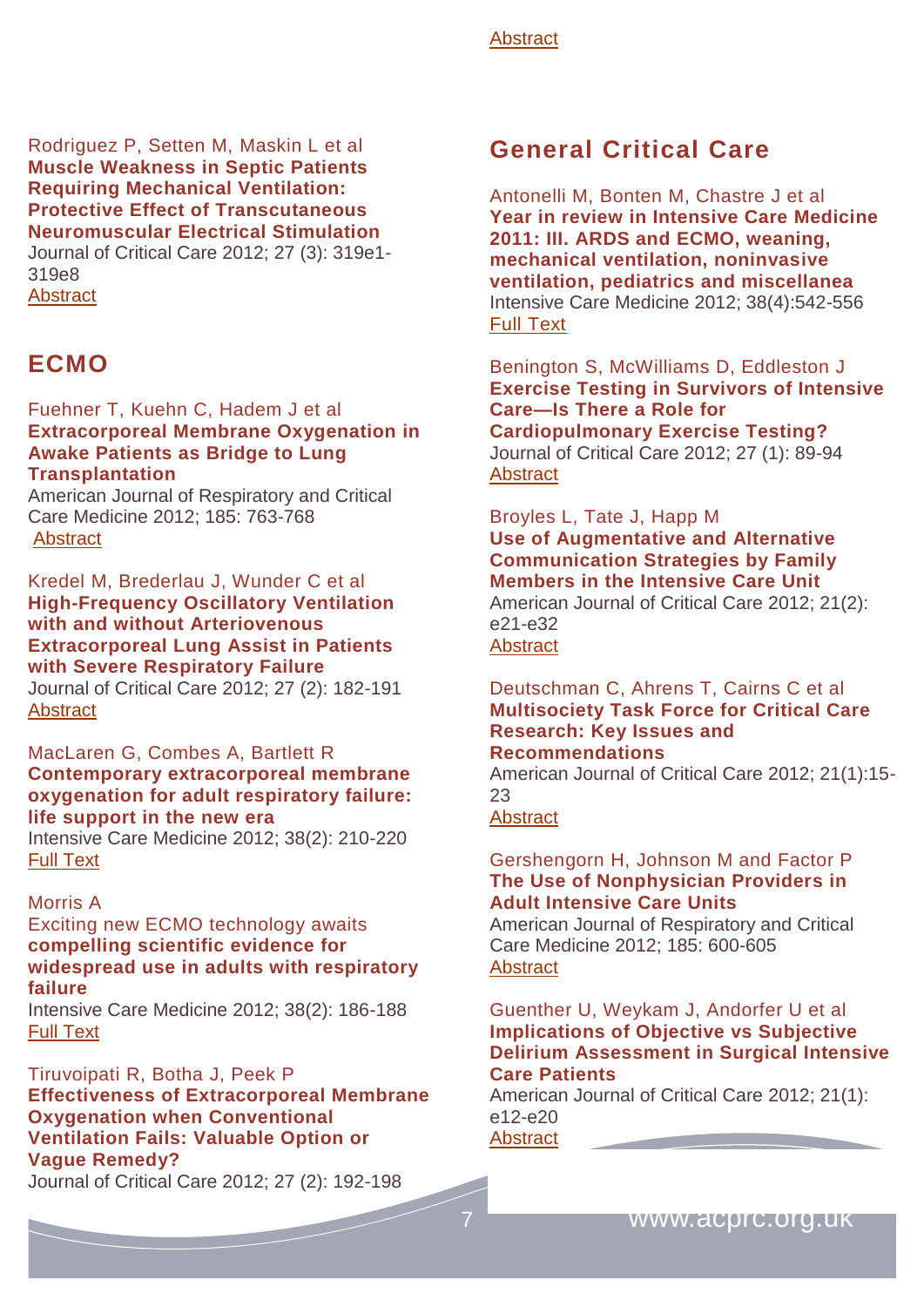Abstract

Rodriguez P, Setten M, Maskin L et al
**Muscle Weakness in Septic Patients Requiring Mechanical Ventilation: Protective Effect of Transcutaneous Neuromuscular Electrical Stimulation**
Journal of Critical Care 2012; 27 (3): 319e1-319e8
Abstract

## ECMO

Fuehner T, Kuehn C, Hadem J et al
**Extracorporeal Membrane Oxygenation in Awake Patients as Bridge to Lung Transplantation**
American Journal of Respiratory and Critical Care Medicine 2012; 185: 763-768
Abstract

Kredel M, Brederlau J, Wunder C et al
**High-Frequency Oscillatory Ventilation with and without Arteriovenous Extracorporeal Lung Assist in Patients with Severe Respiratory Failure**
Journal of Critical Care 2012; 27 (2): 182-191
Abstract

MacLaren G, Combes A, Bartlett R
**Contemporary extracorporeal membrane oxygenation for adult respiratory failure: life support in the new era**
Intensive Care Medicine 2012; 38(2): 210-220
Full Text

Morris A
Exciting new ECMO technology awaits **compelling scientific evidence for widespread use in adults with respiratory failure**
Intensive Care Medicine 2012; 38(2): 186-188
Full Text

Tiruvoipati R, Botha J, Peek P
**Effectiveness of Extracorporeal Membrane Oxygenation when Conventional Ventilation Fails: Valuable Option or Vague Remedy?**
Journal of Critical Care 2012; 27 (2): 192-198

## General Critical Care

Antonelli M, Bonten M, Chastre J et al
**Year in review in Intensive Care Medicine 2011: III. ARDS and ECMO, weaning, mechanical ventilation, noninvasive ventilation, pediatrics and miscellanea**
Intensive Care Medicine 2012; 38(4):542-556
Full Text

Benington S, McWilliams D, Eddleston J
**Exercise Testing in Survivors of Intensive Care—Is There a Role for Cardiopulmonary Exercise Testing?**
Journal of Critical Care 2012; 27 (1): 89-94
Abstract

Broyles L, Tate J, Happ M
**Use of Augmentative and Alternative Communication Strategies by Family Members in the Intensive Care Unit**
American Journal of Critical Care 2012; 21(2): e21-e32
Abstract

Deutschman C, Ahrens T, Cairns C et al
**Multisociety Task Force for Critical Care Research: Key Issues and Recommendations**
American Journal of Critical Care 2012; 21(1):15-23
Abstract

Gershengorn H, Johnson M and Factor P
**The Use of Nonphysician Providers in Adult Intensive Care Units**
American Journal of Respiratory and Critical Care Medicine 2012; 185: 600-605
Abstract

Guenther U, Weykam J, Andorfer U et al
**Implications of Objective vs Subjective Delirium Assessment in Surgical Intensive Care Patients**
American Journal of Critical Care 2012; 21(1): e12-e20
Abstract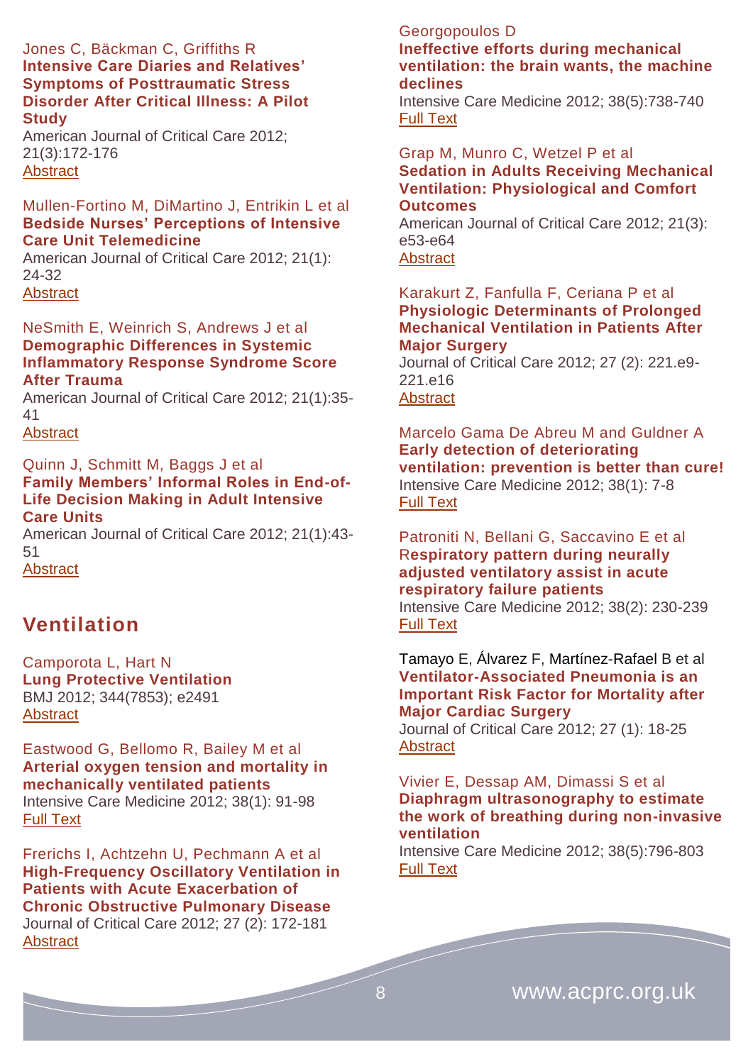Jones C, Bäckman C, Griffiths R
**Intensive Care Diaries and Relatives' Symptoms of Posttraumatic Stress Disorder After Critical Illness: A Pilot Study**
American Journal of Critical Care 2012; 21(3):172-176
Abstract

Mullen-Fortino M, DiMartino J, Entrikin L et al
**Bedside Nurses' Perceptions of Intensive Care Unit Telemedicine**
American Journal of Critical Care 2012; 21(1): 24-32
Abstract

NeSmith E, Weinrich S, Andrews J et al
**Demographic Differences in Systemic Inflammatory Response Syndrome Score After Trauma**
American Journal of Critical Care 2012; 21(1):35-41
Abstract

Quinn J, Schmitt M, Baggs J et al
**Family Members' Informal Roles in End-of-Life Decision Making in Adult Intensive Care Units**
American Journal of Critical Care 2012; 21(1):43-51
Abstract

## Ventilation

Camporota L, Hart N
**Lung Protective Ventilation**
BMJ 2012; 344(7853); e2491
Abstract

Eastwood G, Bellomo R, Bailey M et al
**Arterial oxygen tension and mortality in mechanically ventilated patients**
Intensive Care Medicine 2012; 38(1): 91-98
Full Text

Frerichs I, Achtzehn U, Pechmann A et al
**High-Frequency Oscillatory Ventilation in Patients with Acute Exacerbation of Chronic Obstructive Pulmonary Disease**
Journal of Critical Care 2012; 27 (2): 172-181
Abstract

Georgopoulos D
**Ineffective efforts during mechanical ventilation: the brain wants, the machine declines**
Intensive Care Medicine 2012; 38(5):738-740
Full Text

Grap M, Munro C, Wetzel P et al
**Sedation in Adults Receiving Mechanical Ventilation: Physiological and Comfort Outcomes**
American Journal of Critical Care 2012; 21(3): e53-e64
Abstract

Karakurt Z, Fanfulla F, Ceriana P et al
**Physiologic Determinants of Prolonged Mechanical Ventilation in Patients After Major Surgery**
Journal of Critical Care 2012; 27 (2): 221.e9-221.e16
Abstract

Marcelo Gama De Abreu M and Guldner A
**Early detection of deteriorating ventilation: prevention is better than cure!**
Intensive Care Medicine 2012; 38(1): 7-8
Full Text

Patroniti N, Bellani G, Saccavino E et al
**Respiratory pattern during neurally adjusted ventilatory assist in acute respiratory failure patients**
Intensive Care Medicine 2012; 38(2): 230-239
Full Text

Tamayo E, Álvarez F, Martínez-Rafael B et al
**Ventilator-Associated Pneumonia is an Important Risk Factor for Mortality after Major Cardiac Surgery**
Journal of Critical Care 2012; 27 (1): 18-25
Abstract

Vivier E, Dessap AM, Dimassi S et al
**Diaphragm ultrasonography to estimate the work of breathing during non-invasive ventilation**
Intensive Care Medicine 2012; 38(5):796-803
Full Text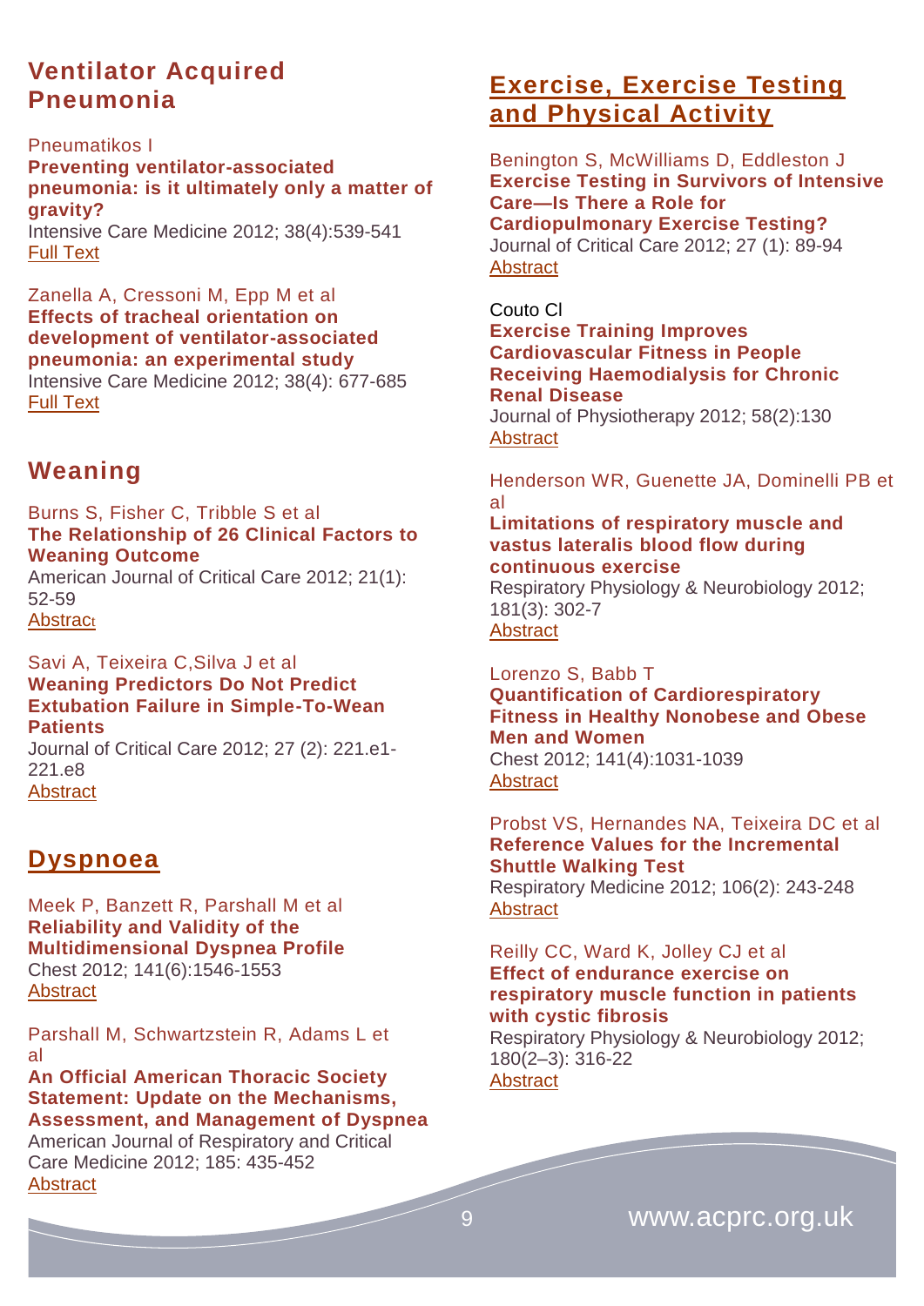## Ventilator Acquired Pneumonia

Pneumatikos I
**Preventing ventilator-associated pneumonia: is it ultimately only a matter of gravity?**
Intensive Care Medicine 2012; 38(4):539-541
Full Text

Zanella A, Cressoni M, Epp M et al
**Effects of tracheal orientation on development of ventilator-associated pneumonia: an experimental study**
Intensive Care Medicine 2012; 38(4): 677-685
Full Text

## Weaning

Burns S, Fisher C, Tribble S et al
**The Relationship of 26 Clinical Factors to Weaning Outcome**
American Journal of Critical Care 2012; 21(1): 52-59
Abstract

Savi A, Teixeira C,Silva J et al
**Weaning Predictors Do Not Predict Extubation Failure in Simple-To-Wean Patients**
Journal of Critical Care 2012; 27 (2): 221.e1-221.e8
Abstract

## Dyspnoea

Meek P, Banzett R, Parshall M et al
**Reliability and Validity of the Multidimensional Dyspnea Profile**
Chest 2012; 141(6):1546-1553
Abstract

Parshall M, Schwartzstein R, Adams L et al
**An Official American Thoracic Society Statement: Update on the Mechanisms, Assessment, and Management of Dyspnea**
American Journal of Respiratory and Critical Care Medicine 2012; 185: 435-452
Abstract

## Exercise, Exercise Testing and Physical Activity

Benington S, McWilliams D, Eddleston J
**Exercise Testing in Survivors of Intensive Care—Is There a Role for Cardiopulmonary Exercise Testing?**
Journal of Critical Care 2012; 27 (1): 89-94
Abstract

Couto CI
**Exercise Training Improves Cardiovascular Fitness in People Receiving Haemodialysis for Chronic Renal Disease**
Journal of Physiotherapy 2012; 58(2):130
Abstract

Henderson WR, Guenette JA, Dominelli PB et al
**Limitations of respiratory muscle and vastus lateralis blood flow during continuous exercise**
Respiratory Physiology & Neurobiology 2012; 181(3): 302-7
Abstract

Lorenzo S, Babb T
**Quantification of Cardiorespiratory Fitness in Healthy Nonobese and Obese Men and Women**
Chest 2012; 141(4):1031-1039
Abstract

Probst VS, Hernandes NA, Teixeira DC et al
**Reference Values for the Incremental Shuttle Walking Test**
Respiratory Medicine 2012; 106(2): 243-248
Abstract

Reilly CC, Ward K, Jolley CJ et al
**Effect of endurance exercise on respiratory muscle function in patients with cystic fibrosis**
Respiratory Physiology & Neurobiology 2012; 180(2–3): 316-22
Abstract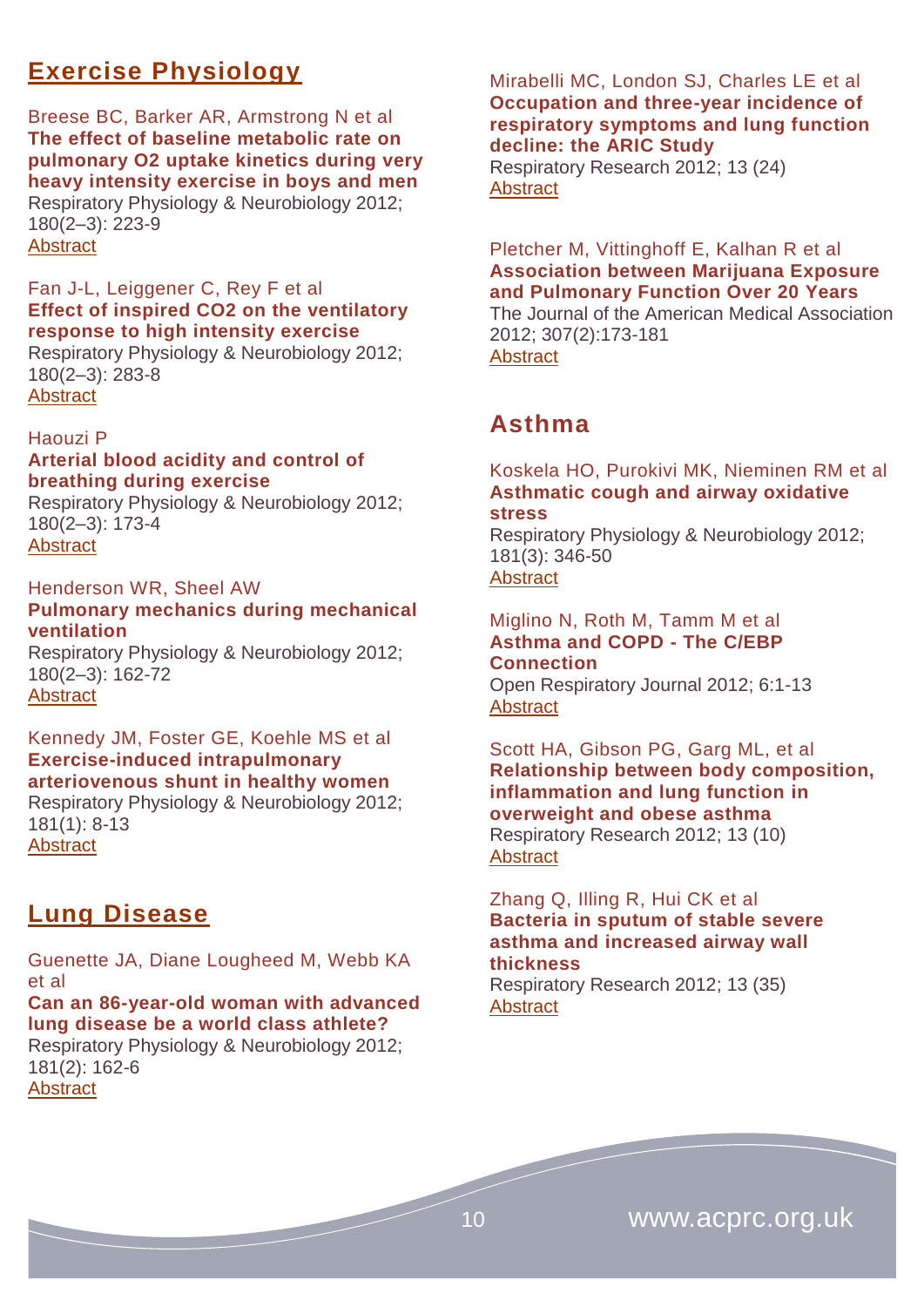## Exercise Physiology

Breese BC, Barker AR, Armstrong N et al
**The effect of baseline metabolic rate on pulmonary $O_2$ uptake kinetics during very heavy intensity exercise in boys and men**
Respiratory Physiology & Neurobiology 2012; 180(2–3): 223-9
Abstract

Fan J-L, Leiggener C, Rey F et al
**Effect of inspired $CO_2$ on the ventilatory response to high intensity exercise**
Respiratory Physiology & Neurobiology 2012; 180(2–3): 283-8
Abstract

Haouzi P
**Arterial blood acidity and control of breathing during exercise**
Respiratory Physiology & Neurobiology 2012; 180(2–3): 173-4
Abstract

Henderson WR, Sheel AW
**Pulmonary mechanics during mechanical ventilation**
Respiratory Physiology & Neurobiology 2012; 180(2–3): 162-72
Abstract

Kennedy JM, Foster GE, Koehle MS et al
**Exercise-induced intrapulmonary arteriovenous shunt in healthy women**
Respiratory Physiology & Neurobiology 2012; 181(1): 8-13
Abstract

## Lung Disease

Guenette JA, Diane Lougheed M, Webb KA et al
**Can an 86-year-old woman with advanced lung disease be a world class athlete?**
Respiratory Physiology & Neurobiology 2012; 181(2): 162-6
Abstract

Mirabelli MC, London SJ, Charles LE et al
**Occupation and three-year incidence of respiratory symptoms and lung function decline: the ARIC Study**
Respiratory Research 2012; 13 (24)
Abstract

Pletcher M, Vittinghoff E, Kalhan R et al
**Association between Marijuana Exposure and Pulmonary Function Over 20 Years**
The Journal of the American Medical Association 2012; 307(2):173-181
Abstract

## Asthma

Koskela HO, Purokivi MK, Nieminen RM et al
**Asthmatic cough and airway oxidative stress**
Respiratory Physiology & Neurobiology 2012; 181(3): 346-50
Abstract

Miglino N, Roth M, Tamm M et al
**Asthma and COPD - The C/EBP Connection**
Open Respiratory Journal 2012; 6:1-13
Abstract

Scott HA, Gibson PG, Garg ML, et al
**Relationship between body composition, inflammation and lung function in overweight and obese asthma**
Respiratory Research 2012; 13 (10)
Abstract

Zhang Q, Illing R, Hui CK et al
**Bacteria in sputum of stable severe asthma and increased airway wall thickness**
Respiratory Research 2012; 13 (35)
Abstract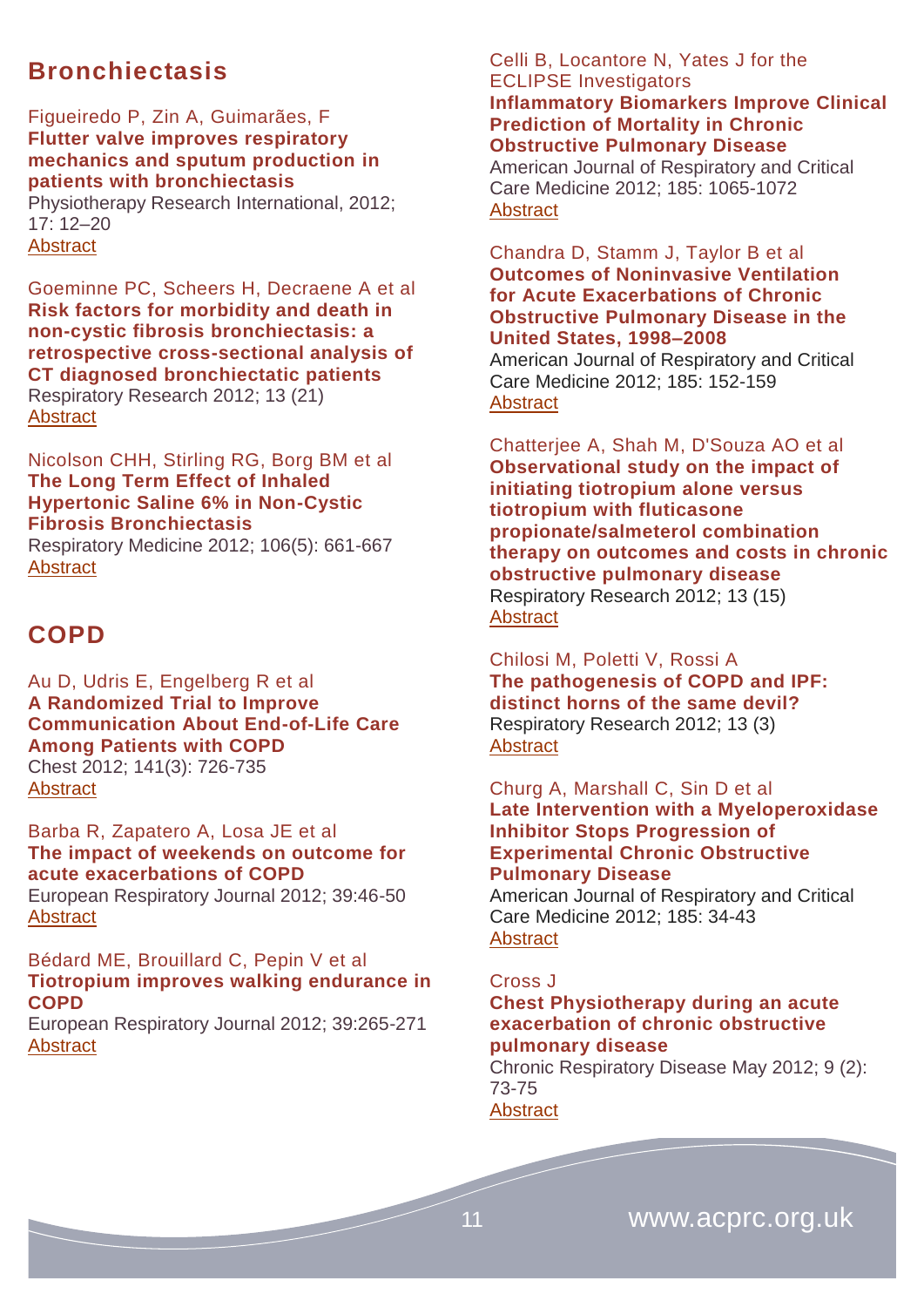## Bronchiectasis

Figueiredo P, Zin A, Guimarães, F
**Flutter valve improves respiratory mechanics and sputum production in patients with bronchiectasis**
Physiotherapy Research International, 2012; 17: 12–20
Abstract

Goeminne PC, Scheers H, Decraene A et al
**Risk factors for morbidity and death in non-cystic fibrosis bronchiectasis: a retrospective cross-sectional analysis of CT diagnosed bronchiectatic patients**
Respiratory Research 2012; 13 (21)
Abstract

Nicolson CHH, Stirling RG, Borg BM et al
**The Long Term Effect of Inhaled Hypertonic Saline 6% in Non-Cystic Fibrosis Bronchiectasis**
Respiratory Medicine 2012; 106(5): 661-667
Abstract

## COPD

Au D, Udris E, Engelberg R et al
**A Randomized Trial to Improve Communication About End-of-Life Care Among Patients with COPD**
Chest 2012; 141(3): 726-735
Abstract

Barba R, Zapatero A, Losa JE et al
**The impact of weekends on outcome for acute exacerbations of COPD**
European Respiratory Journal 2012; 39:46-50
Abstract

Bédard ME, Brouillard C, Pepin V et al
**Tiotropium improves walking endurance in COPD**
European Respiratory Journal 2012; 39:265-271
Abstract

Celli B, Locantore N, Yates J for the ECLIPSE Investigators
**Inflammatory Biomarkers Improve Clinical Prediction of Mortality in Chronic Obstructive Pulmonary Disease**
American Journal of Respiratory and Critical Care Medicine 2012; 185: 1065-1072
Abstract

Chandra D, Stamm J, Taylor B et al
**Outcomes of Noninvasive Ventilation for Acute Exacerbations of Chronic Obstructive Pulmonary Disease in the United States, 1998–2008**
American Journal of Respiratory and Critical Care Medicine 2012; 185: 152-159
Abstract

Chatterjee A, Shah M, D'Souza AO et al
**Observational study on the impact of initiating tiotropium alone versus tiotropium with fluticasone propionate/salmeterol combination therapy on outcomes and costs in chronic obstructive pulmonary disease**
Respiratory Research 2012; 13 (15)
Abstract

Chilosi M, Poletti V, Rossi A
**The pathogenesis of COPD and IPF: distinct horns of the same devil?**
Respiratory Research 2012; 13 (3)
Abstract

Churg A, Marshall C, Sin D et al
**Late Intervention with a Myeloperoxidase Inhibitor Stops Progression of Experimental Chronic Obstructive Pulmonary Disease**
American Journal of Respiratory and Critical Care Medicine 2012; 185: 34-43
Abstract

Cross J
**Chest Physiotherapy during an acute exacerbation of chronic obstructive pulmonary disease**
Chronic Respiratory Disease May 2012; 9 (2): 73-75
Abstract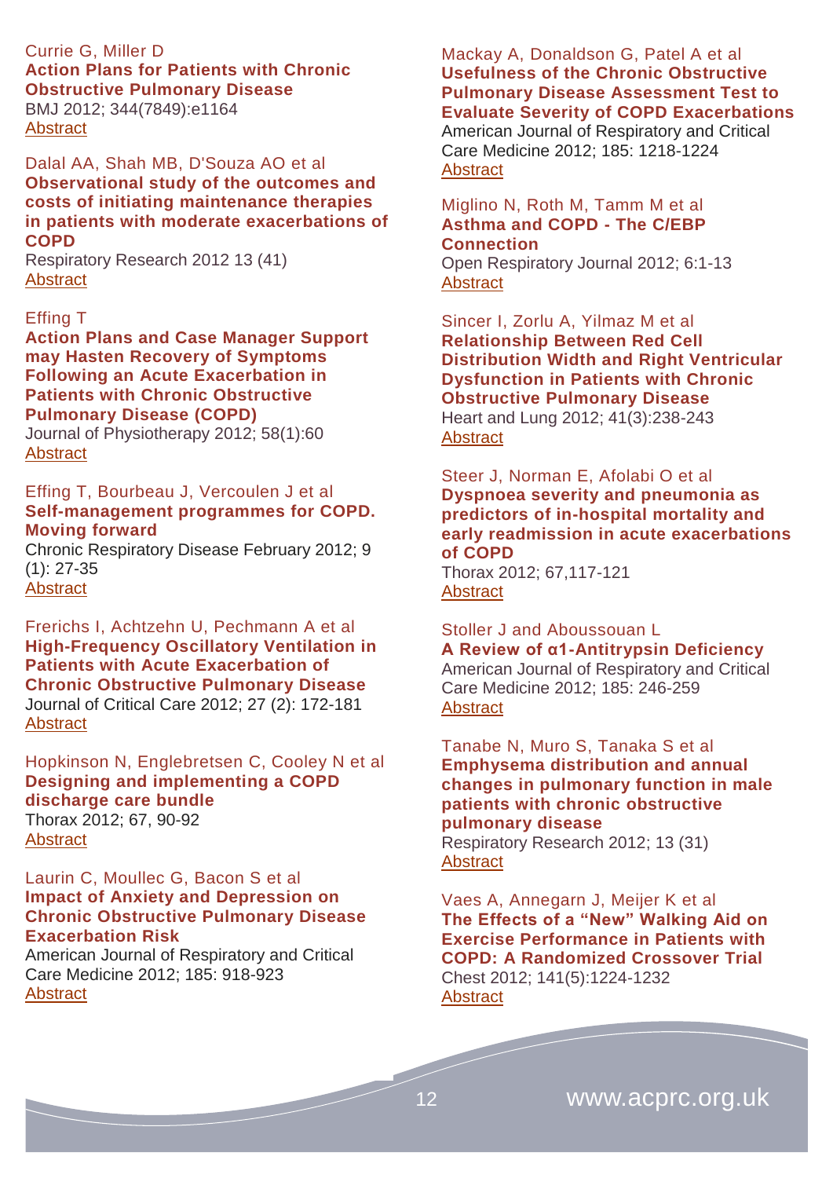Currie G, Miller D
**Action Plans for Patients with Chronic Obstructive Pulmonary Disease**
BMJ 2012; 344(7849):e1164
Abstract

Dalal AA, Shah MB, D'Souza AO et al
**Observational study of the outcomes and costs of initiating maintenance therapies in patients with moderate exacerbations of COPD**
Respiratory Research 2012 13 (41)
Abstract

Effing T
**Action Plans and Case Manager Support may Hasten Recovery of Symptoms Following an Acute Exacerbation in Patients with Chronic Obstructive Pulmonary Disease (COPD)**
Journal of Physiotherapy 2012; 58(1):60
Abstract

Effing T, Bourbeau J, Vercoulen J et al
**Self-management programmes for COPD. Moving forward**
Chronic Respiratory Disease February 2012; 9 (1): 27-35
Abstract

Frerichs I, Achtzehn U, Pechmann A et al
**High-Frequency Oscillatory Ventilation in Patients with Acute Exacerbation of Chronic Obstructive Pulmonary Disease**
Journal of Critical Care 2012; 27 (2): 172-181
Abstract

Hopkinson N, Englebretsen C, Cooley N et al
**Designing and implementing a COPD discharge care bundle**
Thorax 2012; 67, 90-92
Abstract

Laurin C, Moullec G, Bacon S et al
**Impact of Anxiety and Depression on Chronic Obstructive Pulmonary Disease Exacerbation Risk**
American Journal of Respiratory and Critical Care Medicine 2012; 185: 918-923
Abstract

Mackay A, Donaldson G, Patel A et al
**Usefulness of the Chronic Obstructive Pulmonary Disease Assessment Test to Evaluate Severity of COPD Exacerbations**
American Journal of Respiratory and Critical Care Medicine 2012; 185: 1218-1224
Abstract

Miglino N, Roth M, Tamm M et al
**Asthma and COPD - The C/EBP Connection**
Open Respiratory Journal 2012; 6:1-13
Abstract

Sincer I, Zorlu A, Yilmaz M et al
**Relationship Between Red Cell Distribution Width and Right Ventricular Dysfunction in Patients with Chronic Obstructive Pulmonary Disease**
Heart and Lung 2012; 41(3):238-243
Abstract

Steer J, Norman E, Afolabi O et al
**Dyspnoea severity and pneumonia as predictors of in-hospital mortality and early readmission in acute exacerbations of COPD**
Thorax 2012; 67,117-121
Abstract

Stoller J and Aboussouan L
**A Review of α1-Antitrypsin Deficiency**
American Journal of Respiratory and Critical Care Medicine 2012; 185: 246-259
Abstract

Tanabe N, Muro S, Tanaka S et al
**Emphysema distribution and annual changes in pulmonary function in male patients with chronic obstructive pulmonary disease**
Respiratory Research 2012; 13 (31)
Abstract

Vaes A, Annegarn J, Meijer K et al
**The Effects of a "New" Walking Aid on Exercise Performance in Patients with COPD: A Randomized Crossover Trial**
Chest 2012; 141(5):1224-1232
Abstract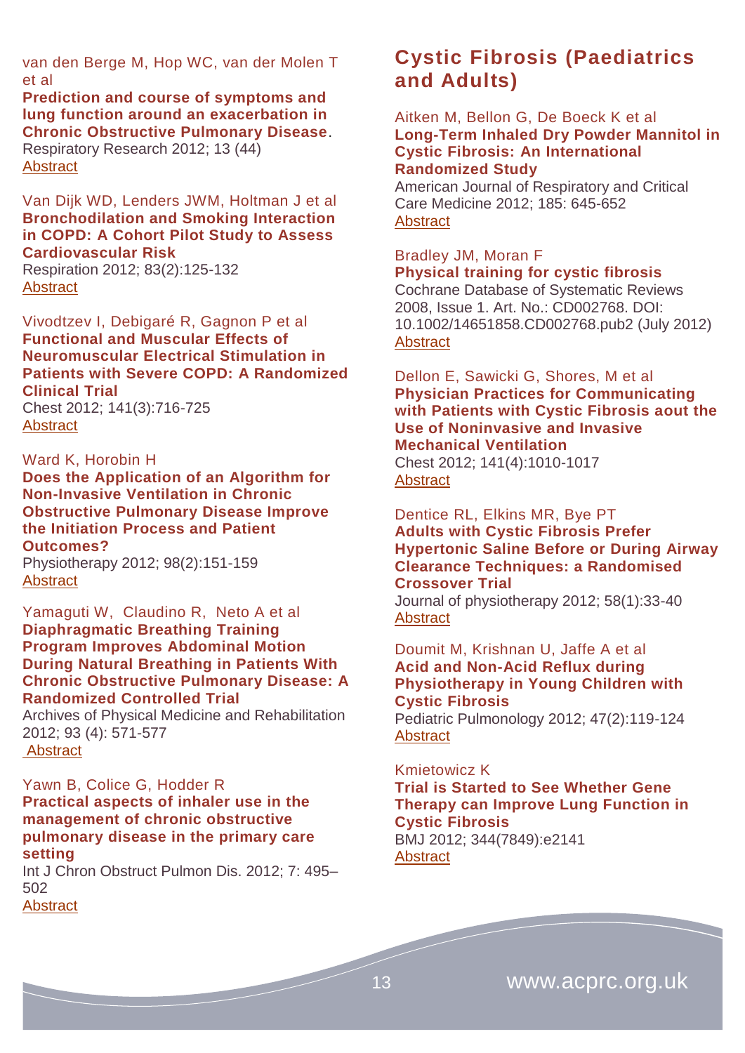van den Berge M, Hop WC, van der Molen T et al
**Prediction and course of symptoms and lung function around an exacerbation in Chronic Obstructive Pulmonary Disease**.
Respiratory Research 2012; 13 (44)
Abstract

Van Dijk WD, Lenders JWM, Holtman J et al
**Bronchodilation and Smoking Interaction in COPD: A Cohort Pilot Study to Assess Cardiovascular Risk**
Respiration 2012; 83(2):125-132
Abstract

Vivodtzev I, Debigaré R, Gagnon P et al
**Functional and Muscular Effects of Neuromuscular Electrical Stimulation in Patients with Severe COPD: A Randomized Clinical Trial**
Chest 2012; 141(3):716-725
Abstract

Ward K, Horobin H
**Does the Application of an Algorithm for Non-Invasive Ventilation in Chronic Obstructive Pulmonary Disease Improve the Initiation Process and Patient Outcomes?**
Physiotherapy 2012; 98(2):151-159
Abstract

Yamaguti W, Claudino R, Neto A et al
**Diaphragmatic Breathing Training Program Improves Abdominal Motion During Natural Breathing in Patients With Chronic Obstructive Pulmonary Disease: A Randomized Controlled Trial**
Archives of Physical Medicine and Rehabilitation 2012; 93 (4): 571-577
Abstract

Yawn B, Colice G, Hodder R
**Practical aspects of inhaler use in the management of chronic obstructive pulmonary disease in the primary care setting**
Int J Chron Obstruct Pulmon Dis. 2012; 7: 495–502
Abstract

## Cystic Fibrosis (Paediatrics and Adults)

Aitken M, Bellon G, De Boeck K et al
**Long-Term Inhaled Dry Powder Mannitol in Cystic Fibrosis: An International Randomized Study**
American Journal of Respiratory and Critical Care Medicine 2012; 185: 645-652
Abstract

Bradley JM, Moran F
**Physical training for cystic fibrosis**
Cochrane Database of Systematic Reviews 2008, Issue 1. Art. No.: CD002768. DOI: 10.1002/14651858.CD002768.pub2 (July 2012)
Abstract

Dellon E, Sawicki G, Shores, M et al
**Physician Practices for Communicating with Patients with Cystic Fibrosis aout the Use of Noninvasive and Invasive Mechanical Ventilation**
Chest 2012; 141(4):1010-1017
Abstract

Dentice RL, Elkins MR, Bye PT
**Adults with Cystic Fibrosis Prefer Hypertonic Saline Before or During Airway Clearance Techniques: a Randomised Crossover Trial**
Journal of physiotherapy 2012; 58(1):33-40
Abstract

Doumit M, Krishnan U, Jaffe A et al
**Acid and Non-Acid Reflux during Physiotherapy in Young Children with Cystic Fibrosis**
Pediatric Pulmonology 2012; 47(2):119-124
Abstract

Kmietowicz K
**Trial is Started to See Whether Gene Therapy can Improve Lung Function in Cystic Fibrosis**
BMJ 2012; 344(7849):e2141
Abstract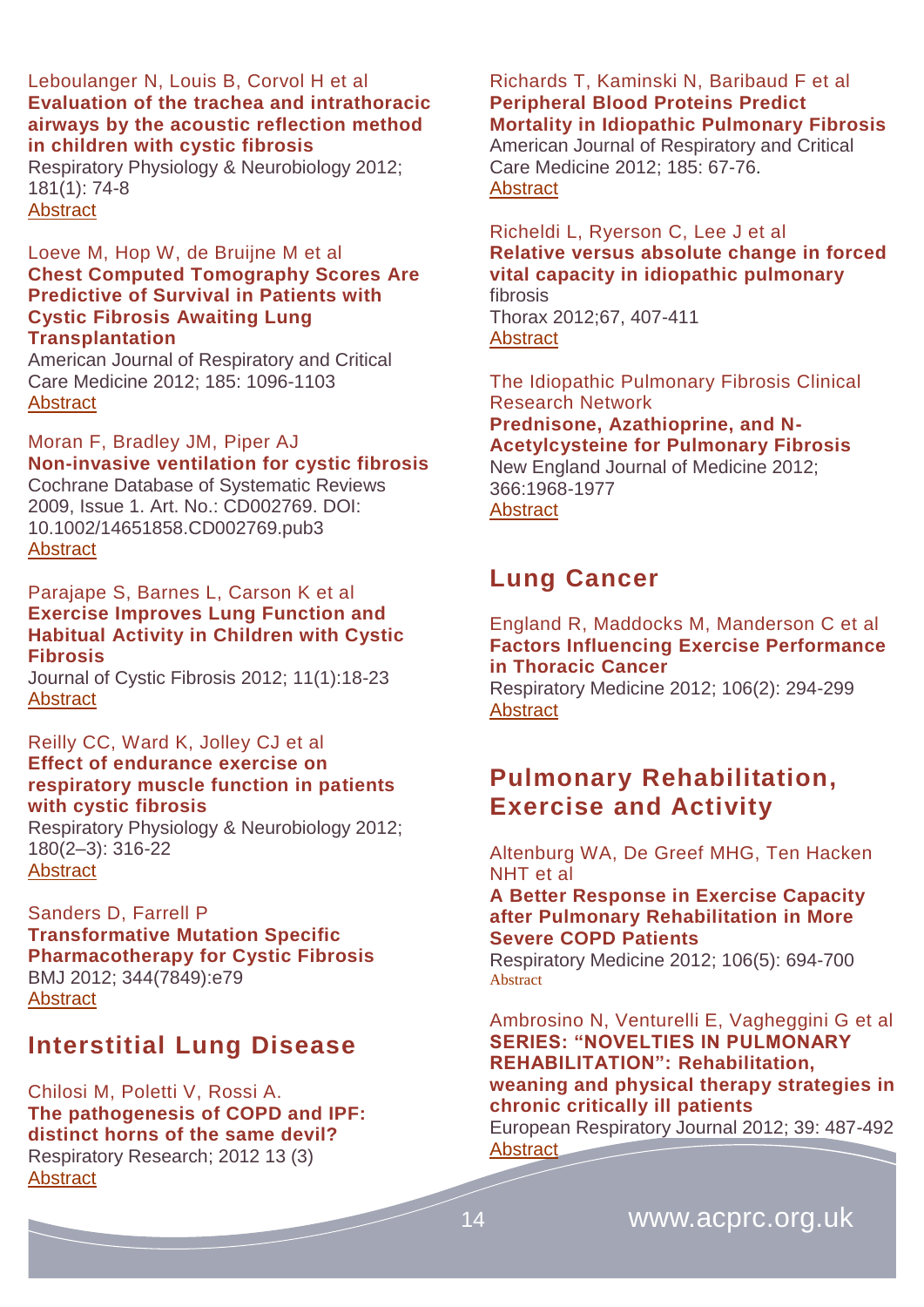Leboulanger N, Louis B, Corvol H et al
**Evaluation of the trachea and intrathoracic airways by the acoustic reflection method in children with cystic fibrosis**
Respiratory Physiology & Neurobiology 2012; 181(1): 74-8
Abstract

Loeve M, Hop W, de Bruijne M et al
**Chest Computed Tomography Scores Are Predictive of Survival in Patients with Cystic Fibrosis Awaiting Lung Transplantation**
American Journal of Respiratory and Critical Care Medicine 2012; 185: 1096-1103
Abstract

Moran F, Bradley JM, Piper AJ
**Non-invasive ventilation for cystic fibrosis**
Cochrane Database of Systematic Reviews 2009, Issue 1. Art. No.: CD002769. DOI: 10.1002/14651858.CD002769.pub3
Abstract

Parajape S, Barnes L, Carson K et al
**Exercise Improves Lung Function and Habitual Activity in Children with Cystic Fibrosis**
Journal of Cystic Fibrosis 2012; 11(1):18-23
Abstract

Reilly CC, Ward K, Jolley CJ et al
**Effect of endurance exercise on respiratory muscle function in patients with cystic fibrosis**
Respiratory Physiology & Neurobiology 2012; 180(2–3): 316-22
Abstract

Sanders D, Farrell P
**Transformative Mutation Specific Pharmacotherapy for Cystic Fibrosis**
BMJ 2012; 344(7849):e79
Abstract

## Interstitial Lung Disease

Chilosi M, Poletti V, Rossi A.
**The pathogenesis of COPD and IPF: distinct horns of the same devil?**
Respiratory Research; 2012 13 (3)
Abstract

Richards T, Kaminski N, Baribaud F et al
**Peripheral Blood Proteins Predict Mortality in Idiopathic Pulmonary Fibrosis**
American Journal of Respiratory and Critical Care Medicine 2012; 185: 67-76.
Abstract

Richeldi L, Ryerson C, Lee J et al
**Relative versus absolute change in forced vital capacity in idiopathic pulmonary** fibrosis
Thorax 2012;67, 407-411
Abstract

The Idiopathic Pulmonary Fibrosis Clinical Research Network
**Prednisone, Azathioprine, and N-Acetylcysteine for Pulmonary Fibrosis**
New England Journal of Medicine 2012; 366:1968-1977
Abstract

## Lung Cancer

England R, Maddocks M, Manderson C et al
**Factors Influencing Exercise Performance in Thoracic Cancer**
Respiratory Medicine 2012; 106(2): 294-299
Abstract

## Pulmonary Rehabilitation, Exercise and Activity

Altenburg WA, De Greef MHG, Ten Hacken NHT et al
**A Better Response in Exercise Capacity after Pulmonary Rehabilitation in More Severe COPD Patients**
Respiratory Medicine 2012; 106(5): 694-700
Abstract

Ambrosino N, Venturelli E, Vagheggini G et al
**SERIES: "NOVELTIES IN PULMONARY REHABILITATION": Rehabilitation, weaning and physical therapy strategies in chronic critically ill patients**
European Respiratory Journal 2012; 39: 487-492
Abstract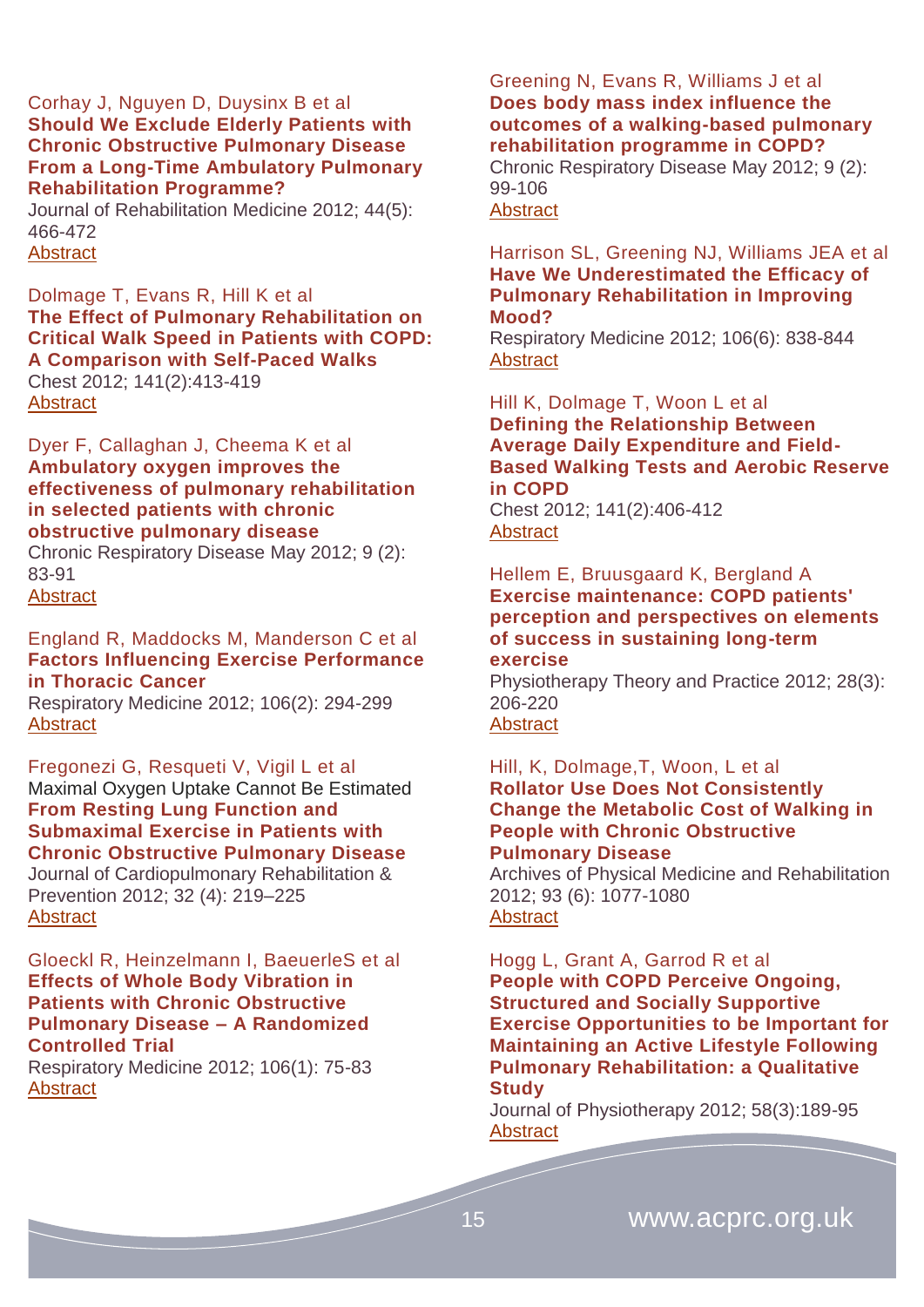Corhay J, Nguyen D, Duysinx B et al
**Should We Exclude Elderly Patients with Chronic Obstructive Pulmonary Disease From a Long-Time Ambulatory Pulmonary Rehabilitation Programme?**
Journal of Rehabilitation Medicine 2012; 44(5): 466-472
Abstract

Dolmage T, Evans R, Hill K et al
**The Effect of Pulmonary Rehabilitation on Critical Walk Speed in Patients with COPD: A Comparison with Self-Paced Walks**
Chest 2012; 141(2):413-419
Abstract

Dyer F, Callaghan J, Cheema K et al
**Ambulatory oxygen improves the effectiveness of pulmonary rehabilitation in selected patients with chronic obstructive pulmonary disease**
Chronic Respiratory Disease May 2012; 9 (2): 83-91
Abstract

England R, Maddocks M, Manderson C et al
**Factors Influencing Exercise Performance in Thoracic Cancer**
Respiratory Medicine 2012; 106(2): 294-299
Abstract

Fregonezi G, Resqueti V, Vigil L et al
Maximal Oxygen Uptake Cannot Be Estimated **From Resting Lung Function and Submaximal Exercise in Patients with Chronic Obstructive Pulmonary Disease**
Journal of Cardiopulmonary Rehabilitation & Prevention 2012; 32 (4): 219–225
Abstract

Gloeckl R, Heinzelmann I, BaeuerleS et al
**Effects of Whole Body Vibration in Patients with Chronic Obstructive Pulmonary Disease – A Randomized Controlled Trial**
Respiratory Medicine 2012; 106(1): 75-83
Abstract

Greening N, Evans R, Williams J et al
**Does body mass index influence the outcomes of a walking-based pulmonary rehabilitation programme in COPD?**
Chronic Respiratory Disease May 2012; 9 (2): 99-106
Abstract

Harrison SL, Greening NJ, Williams JEA et al
**Have We Underestimated the Efficacy of Pulmonary Rehabilitation in Improving Mood?**
Respiratory Medicine 2012; 106(6): 838-844
Abstract

Hill K, Dolmage T, Woon L et al
**Defining the Relationship Between Average Daily Expenditure and Field-Based Walking Tests and Aerobic Reserve in COPD**
Chest 2012; 141(2):406-412
Abstract

Hellem E, Bruusgaard K, Bergland A
**Exercise maintenance: COPD patients' perception and perspectives on elements of success in sustaining long-term exercise**
Physiotherapy Theory and Practice 2012; 28(3): 206-220
Abstract

Hill, K, Dolmage,T, Woon, L et al
**Rollator Use Does Not Consistently Change the Metabolic Cost of Walking in People with Chronic Obstructive Pulmonary Disease**
Archives of Physical Medicine and Rehabilitation 2012; 93 (6): 1077-1080
Abstract

Hogg L, Grant A, Garrod R et al
**People with COPD Perceive Ongoing, Structured and Socially Supportive Exercise Opportunities to be Important for Maintaining an Active Lifestyle Following Pulmonary Rehabilitation: a Qualitative Study**
Journal of Physiotherapy 2012; 58(3):189-95
Abstract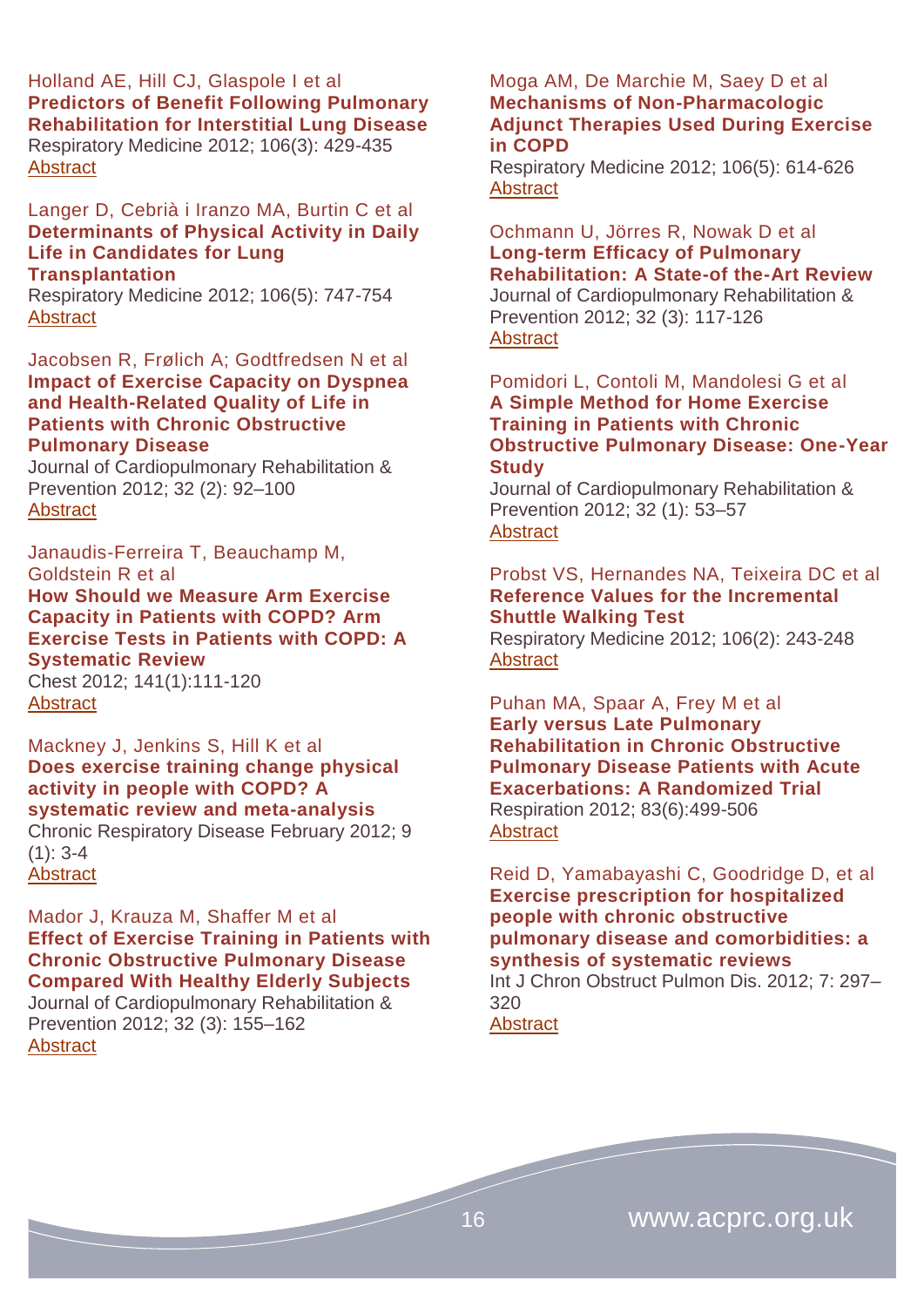Holland AE, Hill CJ, Glaspole I et al
**Predictors of Benefit Following Pulmonary Rehabilitation for Interstitial Lung Disease**
Respiratory Medicine 2012; 106(3): 429-435
Abstract

Langer D, Cebrià i Iranzo MA, Burtin C et al
**Determinants of Physical Activity in Daily Life in Candidates for Lung Transplantation**
Respiratory Medicine 2012; 106(5): 747-754
Abstract

Jacobsen R, Frølich A; Godtfredsen N et al
**Impact of Exercise Capacity on Dyspnea and Health-Related Quality of Life in Patients with Chronic Obstructive Pulmonary Disease**
Journal of Cardiopulmonary Rehabilitation & Prevention 2012; 32 (2): 92–100
Abstract

Janaudis-Ferreira T, Beauchamp M, Goldstein R et al
**How Should we Measure Arm Exercise Capacity in Patients with COPD? Arm Exercise Tests in Patients with COPD: A Systematic Review**
Chest 2012; 141(1):111-120
Abstract

Mackney J, Jenkins S, Hill K et al
**Does exercise training change physical activity in people with COPD? A systematic review and meta-analysis**
Chronic Respiratory Disease February 2012; 9 (1): 3-4
Abstract

Mador J, Krauza M, Shaffer M et al
**Effect of Exercise Training in Patients with Chronic Obstructive Pulmonary Disease Compared With Healthy Elderly Subjects**
Journal of Cardiopulmonary Rehabilitation & Prevention 2012; 32 (3): 155–162
Abstract

Moga AM, De Marchie M, Saey D et al
**Mechanisms of Non-Pharmacologic Adjunct Therapies Used During Exercise in COPD**
Respiratory Medicine 2012; 106(5): 614-626
Abstract

Ochmann U, Jörres R, Nowak D et al
**Long-term Efficacy of Pulmonary Rehabilitation: A State-of the-Art Review**
Journal of Cardiopulmonary Rehabilitation & Prevention 2012; 32 (3): 117-126
Abstract

Pomidori L, Contoli M, Mandolesi G et al
**A Simple Method for Home Exercise Training in Patients with Chronic Obstructive Pulmonary Disease: One-Year Study**
Journal of Cardiopulmonary Rehabilitation & Prevention 2012; 32 (1): 53–57
Abstract

Probst VS, Hernandes NA, Teixeira DC et al
**Reference Values for the Incremental Shuttle Walking Test**
Respiratory Medicine 2012; 106(2): 243-248
Abstract

Puhan MA, Spaar A, Frey M et al
**Early versus Late Pulmonary Rehabilitation in Chronic Obstructive Pulmonary Disease Patients with Acute Exacerbations: A Randomized Trial**
Respiration 2012; 83(6):499-506
Abstract

Reid D, Yamabayashi C, Goodridge D, et al
**Exercise prescription for hospitalized people with chronic obstructive pulmonary disease and comorbidities: a synthesis of systematic reviews**
Int J Chron Obstruct Pulmon Dis. 2012; 7: 297–320
Abstract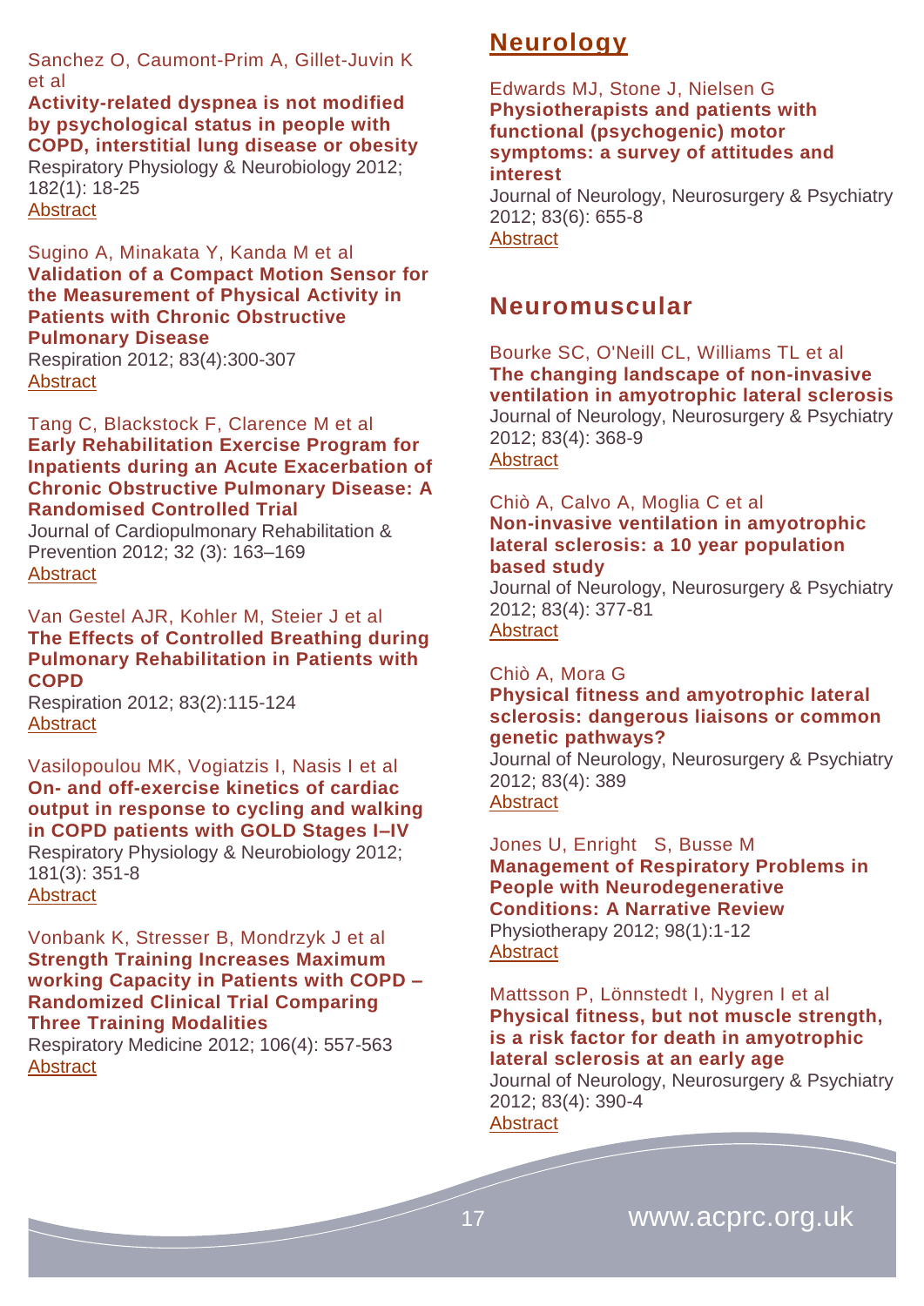Sanchez O, Caumont-Prim A, Gillet-Juvin K et al
**Activity-related dyspnea is not modified by psychological status in people with COPD, interstitial lung disease or obesity**
Respiratory Physiology & Neurobiology 2012; 182(1): 18-25
Abstract

Sugino A, Minakata Y, Kanda M et al
**Validation of a Compact Motion Sensor for the Measurement of Physical Activity in Patients with Chronic Obstructive Pulmonary Disease**
Respiration 2012; 83(4):300-307
Abstract

Tang C, Blackstock F, Clarence M et al
**Early Rehabilitation Exercise Program for Inpatients during an Acute Exacerbation of Chronic Obstructive Pulmonary Disease: A Randomised Controlled Trial**
Journal of Cardiopulmonary Rehabilitation & Prevention 2012; 32 (3): 163–169
Abstract

Van Gestel AJR, Kohler M, Steier J et al
**The Effects of Controlled Breathing during Pulmonary Rehabilitation in Patients with COPD**
Respiration 2012; 83(2):115-124
Abstract

Vasilopoulou MK, Vogiatzis I, Nasis I et al
**On- and off-exercise kinetics of cardiac output in response to cycling and walking in COPD patients with GOLD Stages I–IV**
Respiratory Physiology & Neurobiology 2012; 181(3): 351-8
Abstract

Vonbank K, Stresser B, Mondrzyk J et al
**Strength Training Increases Maximum working Capacity in Patients with COPD – Randomized Clinical Trial Comparing Three Training Modalities**
Respiratory Medicine 2012; 106(4): 557-563
Abstract

## Neurology

Edwards MJ, Stone J, Nielsen G
**Physiotherapists and patients with functional (psychogenic) motor symptoms: a survey of attitudes and interest**
Journal of Neurology, Neurosurgery & Psychiatry 2012; 83(6): 655-8
Abstract

## Neuromuscular

Bourke SC, O'Neill CL, Williams TL et al
**The changing landscape of non-invasive ventilation in amyotrophic lateral sclerosis**
Journal of Neurology, Neurosurgery & Psychiatry 2012; 83(4): 368-9
Abstract

Chiò A, Calvo A, Moglia C et al
**Non-invasive ventilation in amyotrophic lateral sclerosis: a 10 year population based study**
Journal of Neurology, Neurosurgery & Psychiatry 2012; 83(4): 377-81
Abstract

Chiò A, Mora G
**Physical fitness and amyotrophic lateral sclerosis: dangerous liaisons or common genetic pathways?**
Journal of Neurology, Neurosurgery & Psychiatry 2012; 83(4): 389
Abstract

Jones U, Enright S, Busse M
**Management of Respiratory Problems in People with Neurodegenerative Conditions: A Narrative Review**
Physiotherapy 2012; 98(1):1-12
Abstract

Mattsson P, Lönnstedt I, Nygren I et al
**Physical fitness, but not muscle strength, is a risk factor for death in amyotrophic lateral sclerosis at an early age**
Journal of Neurology, Neurosurgery & Psychiatry 2012; 83(4): 390-4
Abstract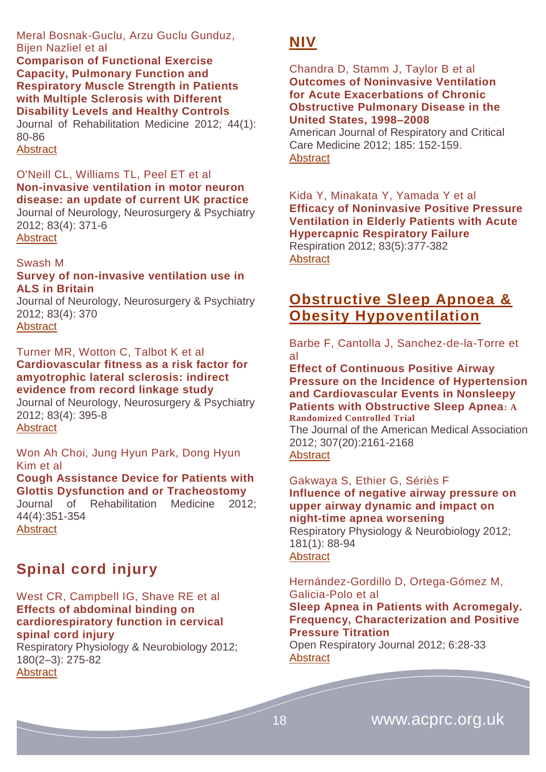Meral Bosnak-Guclu, Arzu Guclu Gunduz, Bijen Nazliel et al
**Comparison of Functional Exercise Capacity, Pulmonary Function and Respiratory Muscle Strength in Patients with Multiple Sclerosis with Different Disability Levels and Healthy Controls**
Journal of Rehabilitation Medicine 2012; 44(1): 80-86
Abstract

O'Neill CL, Williams TL, Peel ET et al
**Non-invasive ventilation in motor neuron disease: an update of current UK practice**
Journal of Neurology, Neurosurgery & Psychiatry 2012; 83(4): 371-6
Abstract

Swash M
**Survey of non-invasive ventilation use in ALS in Britain**
Journal of Neurology, Neurosurgery & Psychiatry 2012; 83(4): 370
Abstract

Turner MR, Wotton C, Talbot K et al
**Cardiovascular fitness as a risk factor for amyotrophic lateral sclerosis: indirect evidence from record linkage study**
Journal of Neurology, Neurosurgery & Psychiatry 2012; 83(4): 395-8
Abstract

Won Ah Choi, Jung Hyun Park, Dong Hyun Kim et al
**Cough Assistance Device for Patients with Glottis Dysfunction and or Tracheostomy**
Journal of Rehabilitation Medicine 2012; 44(4):351-354
Abstract

## Spinal cord injury

West CR, Campbell IG, Shave RE et al
**Effects of abdominal binding on cardiorespiratory function in cervical spinal cord injury**
Respiratory Physiology & Neurobiology 2012; 180(2–3): 275-82
Abstract

## NIV

Chandra D, Stamm J, Taylor B et al
**Outcomes of Noninvasive Ventilation for Acute Exacerbations of Chronic Obstructive Pulmonary Disease in the United States, 1998–2008**
American Journal of Respiratory and Critical Care Medicine 2012; 185: 152-159.
Abstract

Kida Y, Minakata Y, Yamada Y et al
**Efficacy of Noninvasive Positive Pressure Ventilation in Elderly Patients with Acute Hypercapnic Respiratory Failure**
Respiration 2012; 83(5):377-382
Abstract

## Obstructive Sleep Apnoea & Obesity Hypoventilation

Barbe F, Cantolla J, Sanchez-de-la-Torre et al
**Effect of Continuous Positive Airway Pressure on the Incidence of Hypertension and Cardiovascular Events in Nonsleepy Patients with Obstructive Sleep Apnea: A Randomized Controlled Trial**
The Journal of the American Medical Association 2012; 307(20):2161-2168
Abstract

Gakwaya S, Ethier G, Sériès F
**Influence of negative airway pressure on upper airway dynamic and impact on night-time apnea worsening**
Respiratory Physiology & Neurobiology 2012; 181(1): 88-94
Abstract

Hernández-Gordillo D, Ortega-Gómez M, Galicia-Polo et al
**Sleep Apnea in Patients with Acromegaly. Frequency, Characterization and Positive Pressure Titration**
Open Respiratory Journal 2012; 6:28-33
Abstract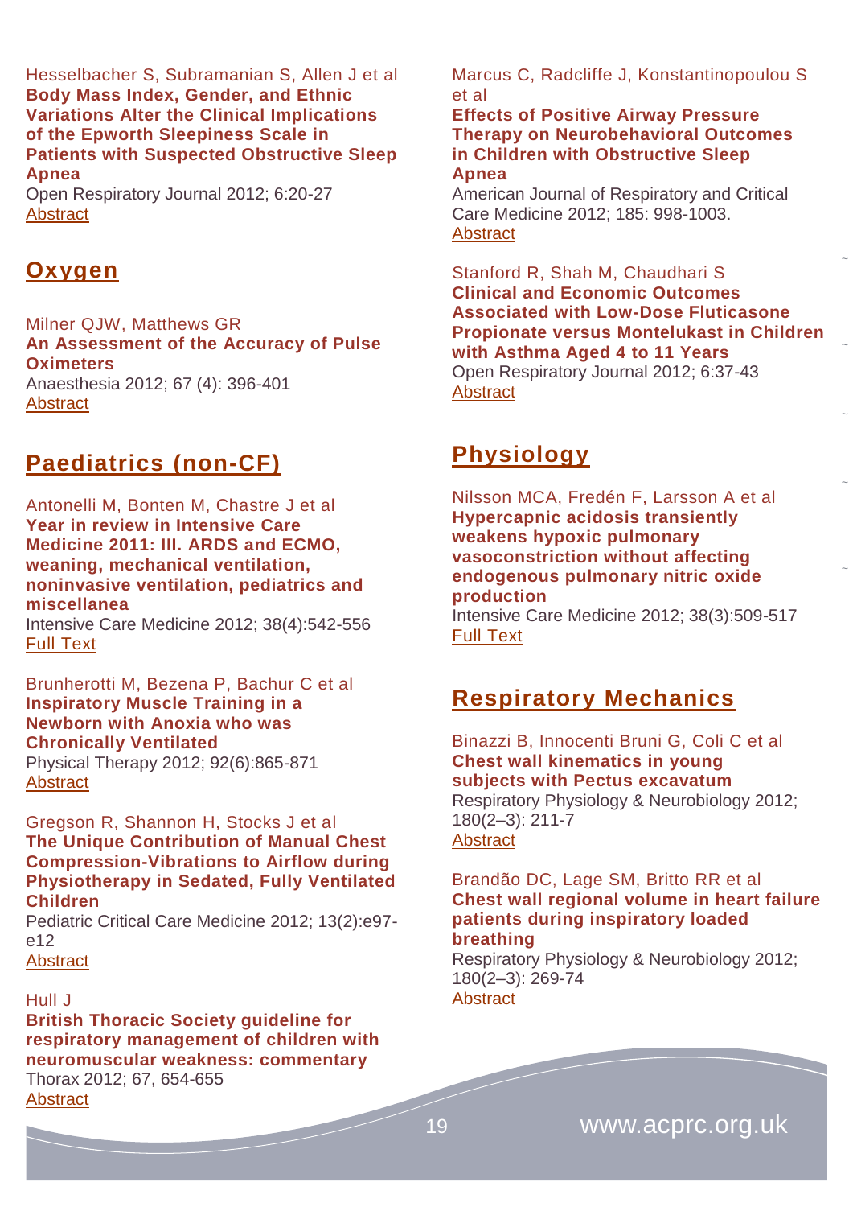Hesselbacher S, Subramanian S, Allen J et al
**Body Mass Index, Gender, and Ethnic Variations Alter the Clinical Implications of the Epworth Sleepiness Scale in Patients with Suspected Obstructive Sleep Apnea**
Open Respiratory Journal 2012; 6:20-27
Abstract

## Oxygen

Milner QJW, Matthews GR
**An Assessment of the Accuracy of Pulse Oximeters**
Anaesthesia 2012; 67 (4): 396-401
Abstract

## Paediatrics (non-CF)

Antonelli M, Bonten M, Chastre J et al
**Year in review in Intensive Care Medicine 2011: III. ARDS and ECMO, weaning, mechanical ventilation, noninvasive ventilation, pediatrics and miscellanea**
Intensive Care Medicine 2012; 38(4):542-556
Full Text

Brunherotti M, Bezena P, Bachur C et al
**Inspiratory Muscle Training in a Newborn with Anoxia who was Chronically Ventilated**
Physical Therapy 2012; 92(6):865-871
Abstract

Gregson R, Shannon H, Stocks J et al
**The Unique Contribution of Manual Chest Compression-Vibrations to Airflow during Physiotherapy in Sedated, Fully Ventilated Children**
Pediatric Critical Care Medicine 2012; 13(2):e97-e12
Abstract

Hull J
**British Thoracic Society guideline for respiratory management of children with neuromuscular weakness: commentary**
Thorax 2012; 67, 654-655
Abstract

Marcus C, Radcliffe J, Konstantinopoulou S et al
**Effects of Positive Airway Pressure Therapy on Neurobehavioral Outcomes in Children with Obstructive Sleep Apnea**
American Journal of Respiratory and Critical Care Medicine 2012; 185: 998-1003.
Abstract

Stanford R, Shah M, Chaudhari S
**Clinical and Economic Outcomes Associated with Low-Dose Fluticasone Propionate versus Montelukast in Children with Asthma Aged 4 to 11 Years**
Open Respiratory Journal 2012; 6:37-43
Abstract

## Physiology

Nilsson MCA, Fredén F, Larsson A et al
**Hypercapnic acidosis transiently weakens hypoxic pulmonary vasoconstriction without affecting endogenous pulmonary nitric oxide production**
Intensive Care Medicine 2012; 38(3):509-517
Full Text

## Respiratory Mechanics

Binazzi B, Innocenti Bruni G, Coli C et al
**Chest wall kinematics in young subjects with Pectus excavatum**
Respiratory Physiology & Neurobiology 2012; 180(2–3): 211-7
Abstract

Brandão DC, Lage SM, Britto RR et al
**Chest wall regional volume in heart failure patients during inspiratory loaded breathing**
Respiratory Physiology & Neurobiology 2012; 180(2–3): 269-74
Abstract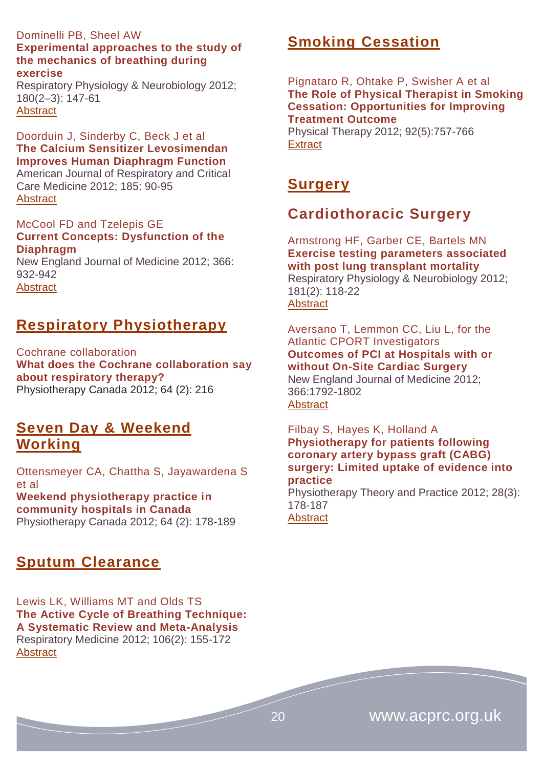Dominelli PB, Sheel AW
**Experimental approaches to the study of the mechanics of breathing during exercise**
Respiratory Physiology & Neurobiology 2012; 180(2–3): 147-61
Abstract

Doorduin J, Sinderby C, Beck J et al
**The Calcium Sensitizer Levosimendan Improves Human Diaphragm Function**
American Journal of Respiratory and Critical Care Medicine 2012; 185: 90-95
Abstract

McCool FD and Tzelepis GE
**Current Concepts: Dysfunction of the Diaphragm**
New England Journal of Medicine 2012; 366: 932-942
Abstract

## Respiratory Physiotherapy

Cochrane collaboration
**What does the Cochrane collaboration say about respiratory therapy?**
Physiotherapy Canada 2012; 64 (2): 216

## Seven Day & Weekend Working

Ottensmeyer CA, Chattha S, Jayawardena S et al
**Weekend physiotherapy practice in community hospitals in Canada**
Physiotherapy Canada 2012; 64 (2): 178-189

## Sputum Clearance

Lewis LK, Williams MT and Olds TS
**The Active Cycle of Breathing Technique: A Systematic Review and Meta-Analysis**
Respiratory Medicine 2012; 106(2): 155-172
Abstract

## Smoking Cessation

Pignataro R, Ohtake P, Swisher A et al
**The Role of Physical Therapist in Smoking Cessation: Opportunities for Improving Treatment Outcome**
Physical Therapy 2012; 92(5):757-766
Extract

## Surgery

### Cardiothoracic Surgery

Armstrong HF, Garber CE, Bartels MN
**Exercise testing parameters associated with post lung transplant mortality**
Respiratory Physiology & Neurobiology 2012; 181(2): 118-22
Abstract

Aversano T, Lemmon CC, Liu L, for the Atlantic CPORT Investigators
**Outcomes of PCI at Hospitals with or without On-Site Cardiac Surgery**
New England Journal of Medicine 2012; 366:1792-1802
Abstract

Filbay S, Hayes K, Holland A
**Physiotherapy for patients following coronary artery bypass graft (CABG) surgery: Limited uptake of evidence into practice**
Physiotherapy Theory and Practice 2012; 28(3): 178-187
Abstract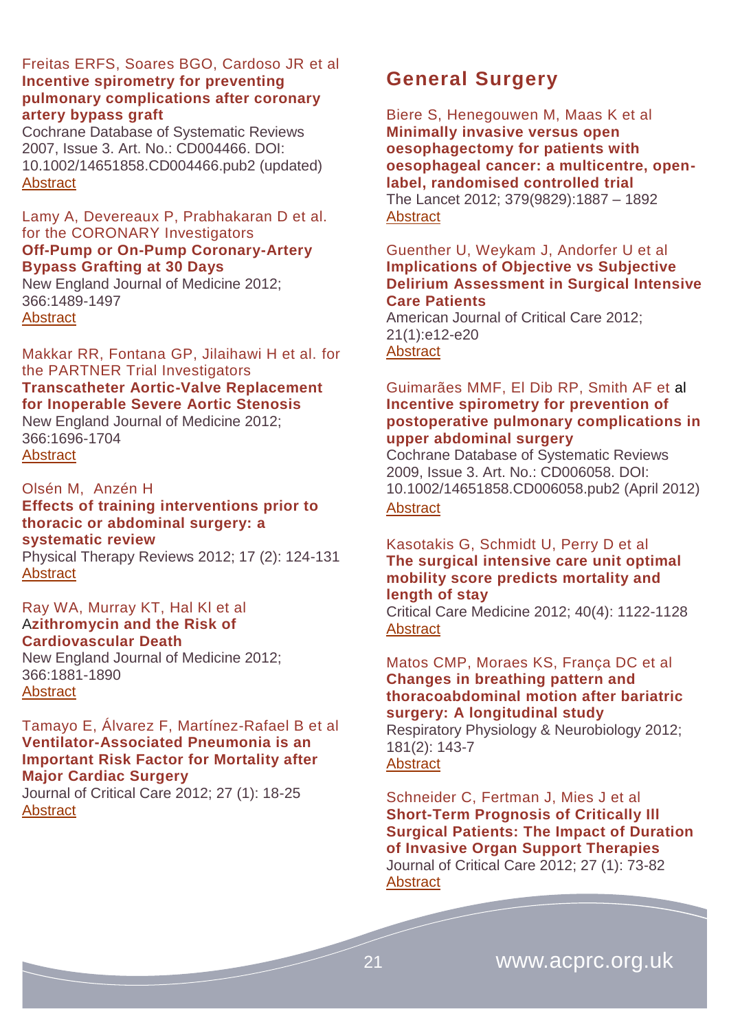Freitas ERFS, Soares BGO, Cardoso JR et al
**Incentive spirometry for preventing pulmonary complications after coronary artery bypass graft**
Cochrane Database of Systematic Reviews 2007, Issue 3. Art. No.: CD004466. DOI: 10.1002/14651858.CD004466.pub2 (updated)
Abstract

Lamy A, Devereaux P, Prabhakaran D et al. for the CORONARY Investigators
**Off-Pump or On-Pump Coronary-Artery Bypass Grafting at 30 Days**
New England Journal of Medicine 2012; 366:1489-1497
Abstract

Makkar RR, Fontana GP, Jilaihawi H et al. for the PARTNER Trial Investigators
**Transcatheter Aortic-Valve Replacement for Inoperable Severe Aortic Stenosis**
New England Journal of Medicine 2012; 366:1696-1704
Abstract

Olsén M, Anzén H
**Effects of training interventions prior to thoracic or abdominal surgery: a systematic review**
Physical Therapy Reviews 2012; 17 (2): 124-131
Abstract

Ray WA, Murray KT, Hal KI et al
**Azithromycin and the Risk of Cardiovascular Death**
New England Journal of Medicine 2012; 366:1881-1890
Abstract

Tamayo E, Álvarez F, Martínez-Rafael B et al
**Ventilator-Associated Pneumonia is an Important Risk Factor for Mortality after Major Cardiac Surgery**
Journal of Critical Care 2012; 27 (1): 18-25
Abstract

## General Surgery

Biere S, Henegouwen M, Maas K et al
**Minimally invasive versus open oesophagectomy for patients with oesophageal cancer: a multicentre, open-label, randomised controlled trial**
The Lancet 2012; 379(9829):1887 – 1892
Abstract

Guenther U, Weykam J, Andorfer U et al
**Implications of Objective vs Subjective Delirium Assessment in Surgical Intensive Care Patients**
American Journal of Critical Care 2012; 21(1):e12-e20
Abstract

Guimarães MMF, El Dib RP, Smith AF et al
**Incentive spirometry for prevention of postoperative pulmonary complications in upper abdominal surgery**
Cochrane Database of Systematic Reviews 2009, Issue 3. Art. No.: CD006058. DOI: 10.1002/14651858.CD006058.pub2 (April 2012)
Abstract

Kasotakis G, Schmidt U, Perry D et al
**The surgical intensive care unit optimal mobility score predicts mortality and length of stay**
Critical Care Medicine 2012; 40(4): 1122-1128
Abstract

Matos CMP, Moraes KS, França DC et al
**Changes in breathing pattern and thoracoabdominal motion after bariatric surgery: A longitudinal study**
Respiratory Physiology & Neurobiology 2012; 181(2): 143-7
Abstract

Schneider C, Fertman J, Mies J et al
**Short-Term Prognosis of Critically Ill Surgical Patients: The Impact of Duration of Invasive Organ Support Therapies**
Journal of Critical Care 2012; 27 (1): 73-82
Abstract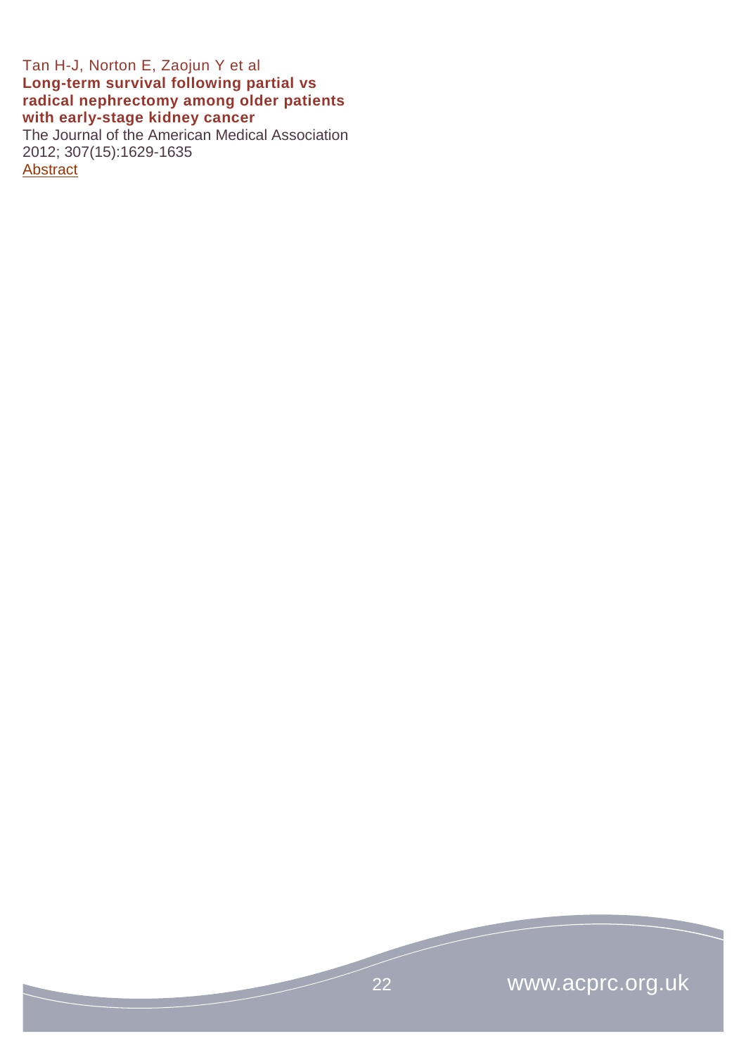Tan H-J, Norton E, Zaojun Y et al
**Long-term survival following partial vs radical nephrectomy among older patients with early-stage kidney cancer**
The Journal of the American Medical Association
2012; 307(15):1629-1635
Abstract